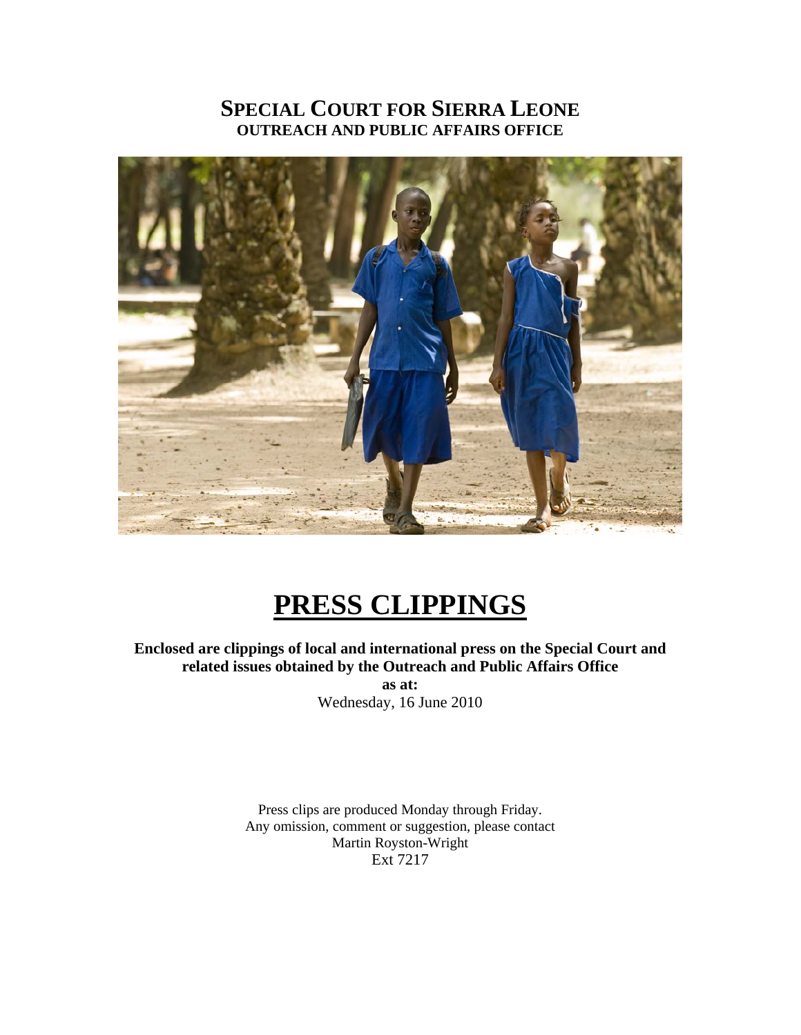# SPECIAL COURT FOR SIERRA LEONE
## OUTREACH AND PUBLIC AFFAIRS OFFICE

# PRESS CLIPPINGS

**Enclosed are clippings of local and international press on the Special Court and related issues obtained by the Outreach and Public Affairs Office**

**as at:**

Wednesday, 16 June 2010

Press clips are produced Monday through Friday.
Any omission, comment or suggestion, please contact
Martin Royston-Wright
Ext 7217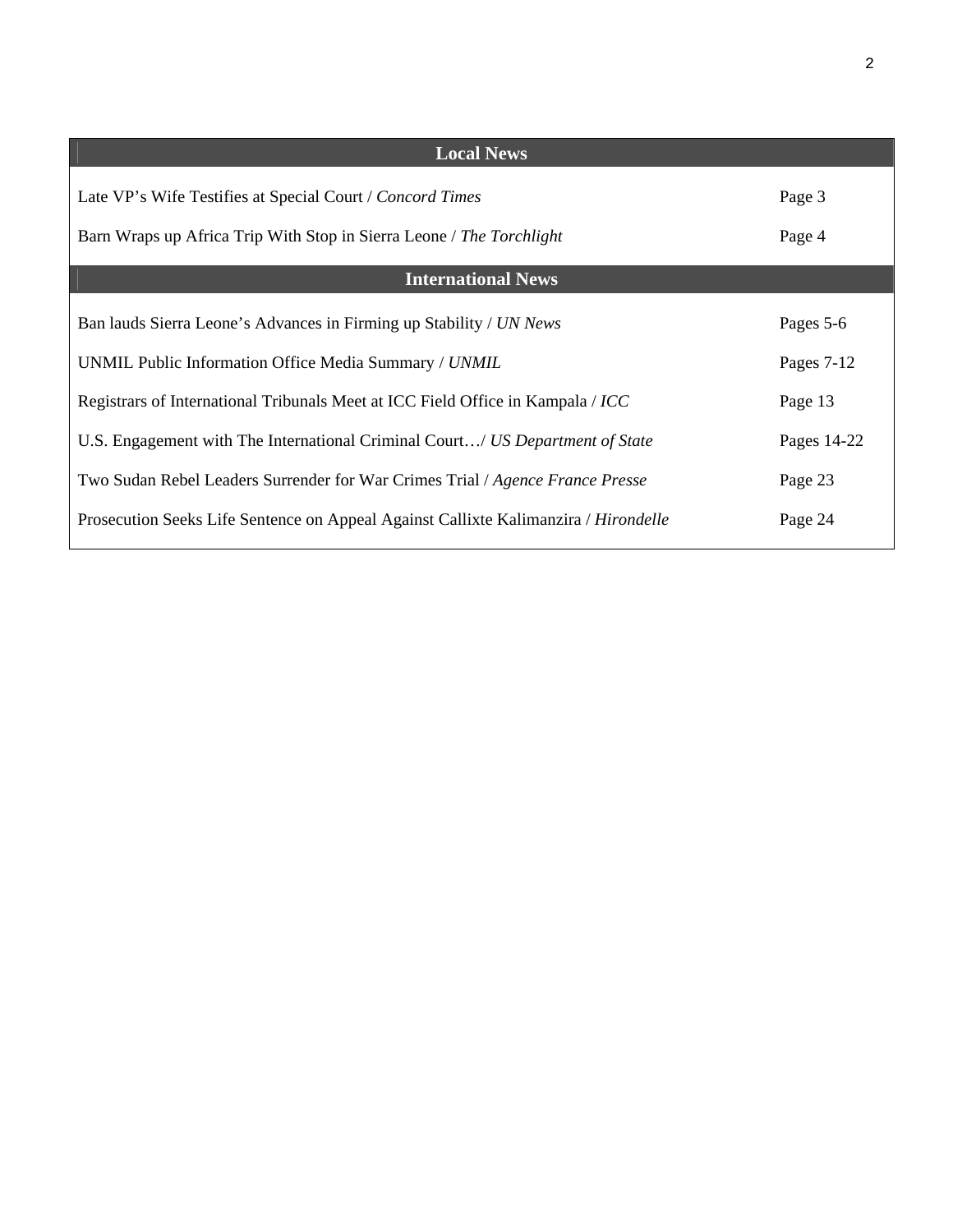| Local News | |
|---|---|
| Late VP’s Wife Testifies at Special Court / *Concord Times* | Page 3 |
| Barn Wraps up Africa Trip With Stop in Sierra Leone / *The Torchlight* | Page 4 |
| **International News** | |
| Ban lauds Sierra Leone’s Advances in Firming up Stability / *UN News* | Pages 5-6 |
| UNMIL Public Information Office Media Summary / *UNMIL* | Pages 7-12 |
| Registrars of International Tribunals Meet at ICC Field Office in Kampala / *ICC* | Page 13 |
| U.S. Engagement with The International Criminal Court…/ *US Department of State* | Pages 14-22 |
| Two Sudan Rebel Leaders Surrender for War Crimes Trial / *Agence France Presse* | Page 23 |
| Prosecution Seeks Life Sentence on Appeal Against Callixte Kalimanzira / *Hirondelle* | Page 24 |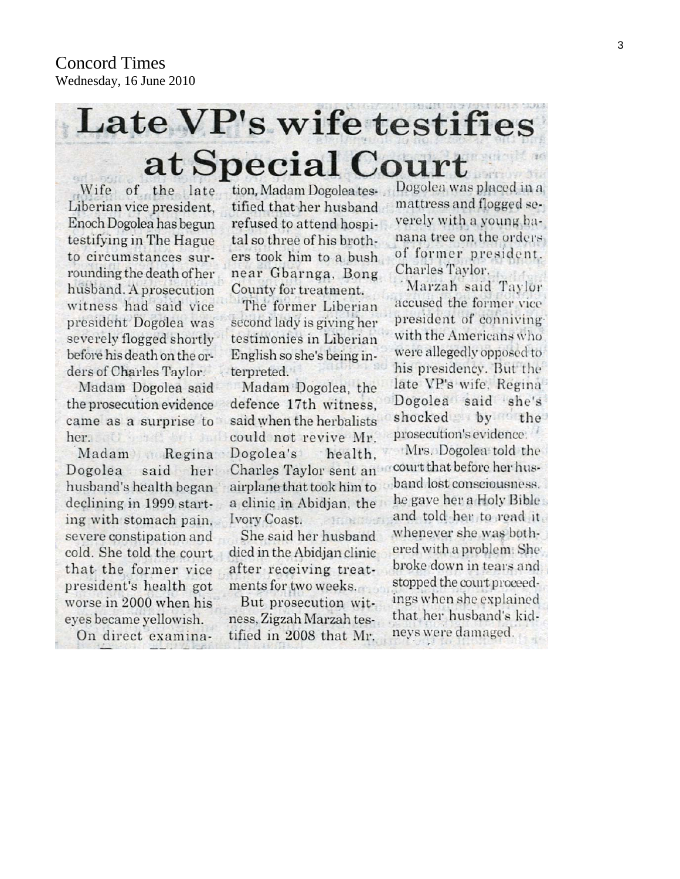Concord Times
Wednesday, 16 June 2010

# Late VP's wife testifies at Special Court

Wife of the late Liberian vice president, Enoch Dogolea has begun testifying in The Hague to circumstances surrounding the death of her husband. A prosecution witness had said vice president Dogolea was severely flogged shortly before his death on the orders of Charles Taylor.

Madam Dogolea said the prosecution evidence came as a surprise to her.

Madam Regina Dogolea said her husband's health began declining in 1999 starting with stomach pain, severe constipation and cold. She told the court that the former vice president's health got worse in 2000 when his eyes became yellowish.

On direct examination, Madam Dogolea testified that her husband refused to attend hospital so three of his brothers took him to a bush near Gbarnga, Bong County for treatment.

The former Liberian second lady is giving her testimonies in Liberian English so she's being interpreted.

Madam Dogolea, the defence 17th witness, said when the herbalists could not revive Mr. Dogolea's health, Charles Taylor sent an airplane that took him to a clinic in Abidjan, the Ivory Coast.

She said her husband died in the Abidjan clinic after receiving treatments for two weeks.

But prosecution witness, Zigzah Marzah testified in 2008 that Mr. Dogolea was placed in a mattress and flogged severely with a young banana tree on the orders of former president, Charles Taylor.

Marzah said Taylor accused the former vice president of conniving with the Americans who were allegedly opposed to his presidency. But the late VP's wife, Regina Dogolea said she's shocked by the prosecution's evidence.

Mrs. Dogolea told the court that before her husband lost consciousness, he gave her a Holy Bible and told her to read it whenever she was bothered with a problem. She broke down in tears and stopped the court proceedings when she explained that her husband's kidneys were damaged.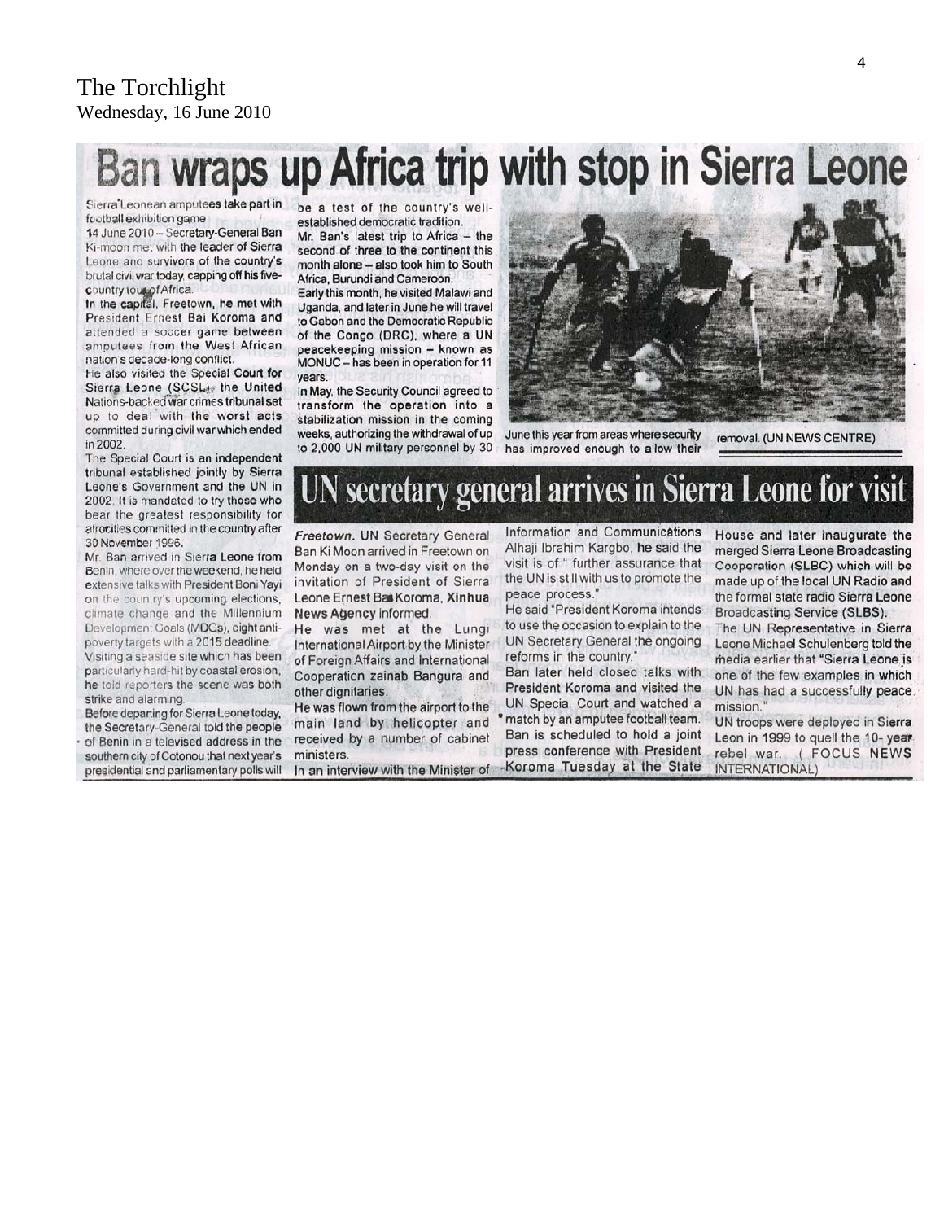The Torchlight
Wednesday, 16 June 2010

# Ban wraps up Africa trip with stop in Sierra Leone

Sierra Leonean amputees take part in football exhibition game

14 June 2010 – Secretary-General Ban Ki-moon met with the leader of Sierra Leone and survivors of the country's brutal civil war today, capping off his five-country tour of Africa.

In the capital, Freetown, he met with President Ernest Bai Koroma and attended a soccer game between amputees from the West African nation's decade-long conflict.

He also visited the Special Court for Sierra Leone (SCSL), the United Nations-backed war crimes tribunal set up to deal with the worst acts committed during civil war which ended in 2002.

The Special Court is an independent tribunal established jointly by Sierra Leone's Government and the UN in 2002. It is mandated to try those who bear the greatest responsibility for atrocities committed in the country after 30 November 1996.

Mr. Ban arrived in Sierra Leone from Benin, where over the weekend, he held extensive talks with President Boni Yayi on the country's upcoming elections, climate change and the Millennium Development Goals (MDGs), eight anti-poverty targets with a 2015 deadline.

Visiting a seaside site which has been particularly hard-hit by coastal erosion, he told reporters the scene was both strike and alarming.

Before departing for Sierra Leone today, the Secretary-General told the people of Benin in a televised address in the southern city of Cotonou that next year's presidential and parliamentary polls will be a test of the country's well-established democratic tradition.

Mr. Ban's latest trip to Africa – the second of three to the continent this month alone – also took him to South Africa, Burundi and Cameroon.

Early this month, he visited Malawi and Uganda, and later in June he will travel to Gabon and the Democratic Republic of the Congo (DRC), where a UN peacekeeping mission – known as MONUC – has been in operation for 11 years.

In May, the Security Council agreed to transform the operation into a stabilization mission in the coming weeks, authorizing the withdrawal of up to 2,000 UN military personnel by 30 June this year from areas where security has improved enough to allow their removal. (UN NEWS CENTRE)

# UN secretary general arrives in Sierra Leone for visit

*Freetown.* UN Secretary General Ban Ki Moon arrived in Freetown on Monday on a two-day visit on the invitation of President of Sierra Leone Ernest Bai Koroma, **Xinhua News Agency** informed.

He was met at the Lungi International Airport by the Minister of Foreign Affairs and International Cooperation zainab Bangura and other dignitaries.

He was flown from the airport to the main land by helicopter and received by a number of cabinet ministers.

In an interview with the Minister of Information and Communications Alhaji Ibrahim Kargbo, he said the visit is of " further assurance that the UN is still with us to promote the peace process."

He said "President Koroma intends to use the occasion to explain to the UN Secretary General the ongoing reforms in the country."

Ban later held closed talks with President Koroma and visited the UN Special Court and watched a match by an amputee football team.

Ban is scheduled to hold a joint press conference with President Koroma Tuesday at the State House and later inaugurate the merged Sierra Leone Broadcasting Cooperation (SLBC) which will be made up of the local UN Radio and the formal state radio Sierra Leone Broadcasting Service (SLBS).

The UN Representative in Sierra Leone Michael Schulenberg told the media earlier that "Sierra Leone is one of the few examples in which UN has had a successfully peace mission."

UN troops were deployed in Sierra Leon in 1999 to quell the 10- year rebel war. ( FOCUS NEWS INTERNATIONAL)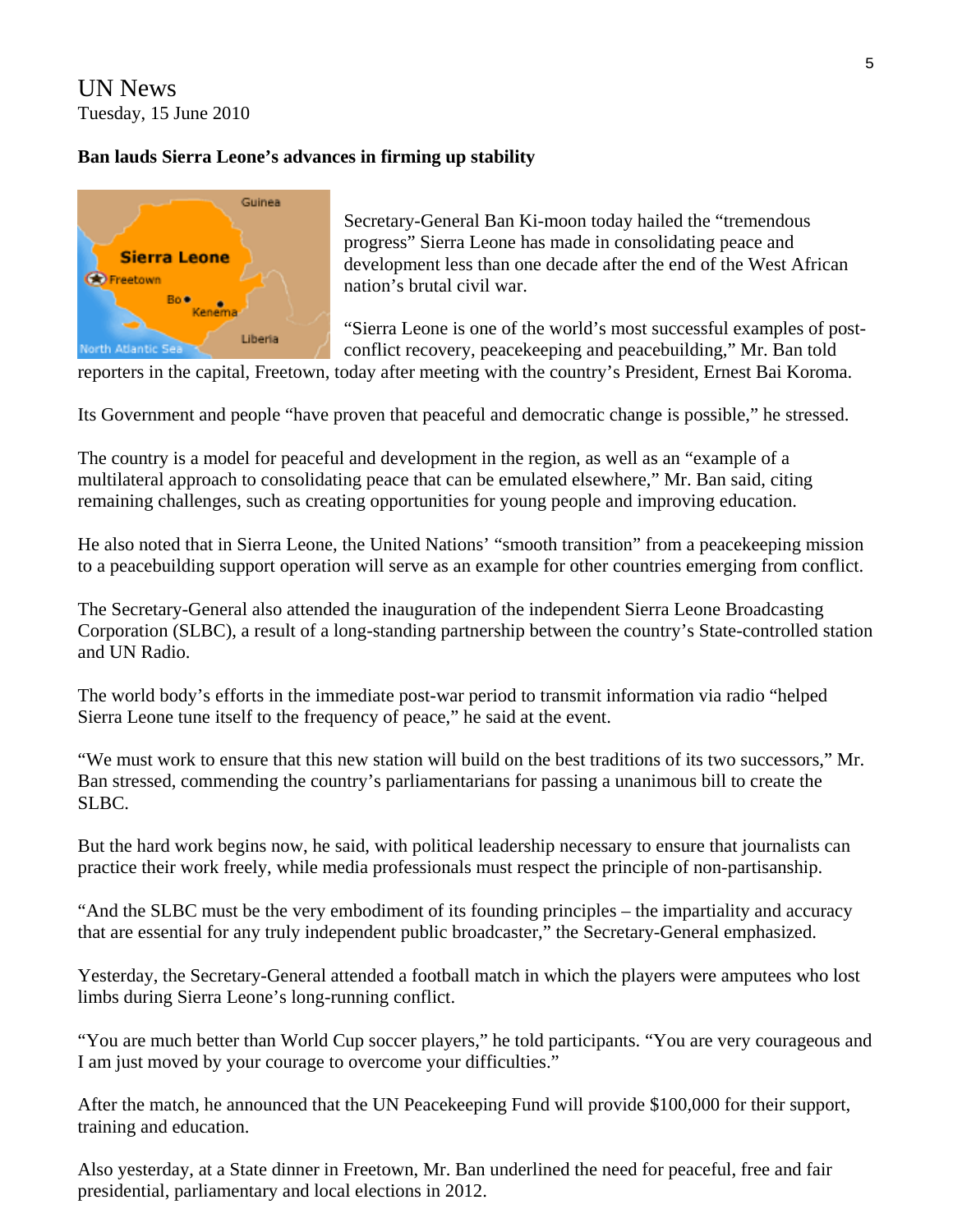UN News
Tuesday, 15 June 2010

**Ban lauds Sierra Leone's advances in firming up stability**

Secretary-General Ban Ki-moon today hailed the "tremendous progress" Sierra Leone has made in consolidating peace and development less than one decade after the end of the West African nation's brutal civil war.

"Sierra Leone is one of the world's most successful examples of post-conflict recovery, peacekeeping and peacebuilding," Mr. Ban told reporters in the capital, Freetown, today after meeting with the country's President, Ernest Bai Koroma.

Its Government and people "have proven that peaceful and democratic change is possible," he stressed.

The country is a model for peaceful and development in the region, as well as an "example of a multilateral approach to consolidating peace that can be emulated elsewhere," Mr. Ban said, citing remaining challenges, such as creating opportunities for young people and improving education.

He also noted that in Sierra Leone, the United Nations' "smooth transition" from a peacekeeping mission to a peacebuilding support operation will serve as an example for other countries emerging from conflict.

The Secretary-General also attended the inauguration of the independent Sierra Leone Broadcasting Corporation (SLBC), a result of a long-standing partnership between the country's State-controlled station and UN Radio.

The world body's efforts in the immediate post-war period to transmit information via radio "helped Sierra Leone tune itself to the frequency of peace," he said at the event.

"We must work to ensure that this new station will build on the best traditions of its two successors," Mr. Ban stressed, commending the country's parliamentarians for passing a unanimous bill to create the SLBC.

But the hard work begins now, he said, with political leadership necessary to ensure that journalists can practice their work freely, while media professionals must respect the principle of non-partisanship.

"And the SLBC must be the very embodiment of its founding principles – the impartiality and accuracy that are essential for any truly independent public broadcaster," the Secretary-General emphasized.

Yesterday, the Secretary-General attended a football match in which the players were amputees who lost limbs during Sierra Leone's long-running conflict.

"You are much better than World Cup soccer players," he told participants. "You are very courageous and I am just moved by your courage to overcome your difficulties."

After the match, he announced that the UN Peacekeeping Fund will provide $100,000 for their support, training and education.

Also yesterday, at a State dinner in Freetown, Mr. Ban underlined the need for peaceful, free and fair presidential, parliamentary and local elections in 2012.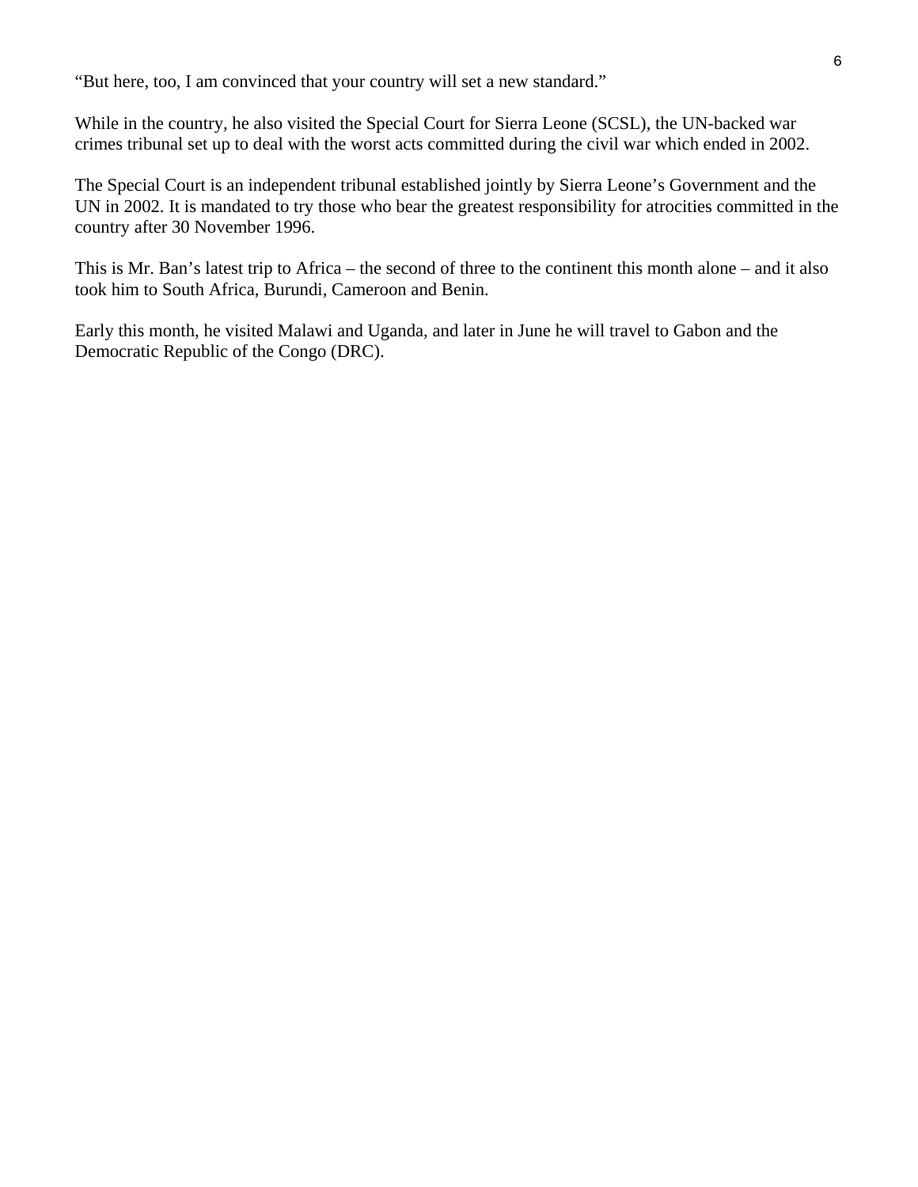"But here, too, I am convinced that your country will set a new standard."

While in the country, he also visited the Special Court for Sierra Leone (SCSL), the UN-backed war crimes tribunal set up to deal with the worst acts committed during the civil war which ended in 2002.

The Special Court is an independent tribunal established jointly by Sierra Leone's Government and the UN in 2002. It is mandated to try those who bear the greatest responsibility for atrocities committed in the country after 30 November 1996.

This is Mr. Ban's latest trip to Africa – the second of three to the continent this month alone – and it also took him to South Africa, Burundi, Cameroon and Benin.

Early this month, he visited Malawi and Uganda, and later in June he will travel to Gabon and the Democratic Republic of the Congo (DRC).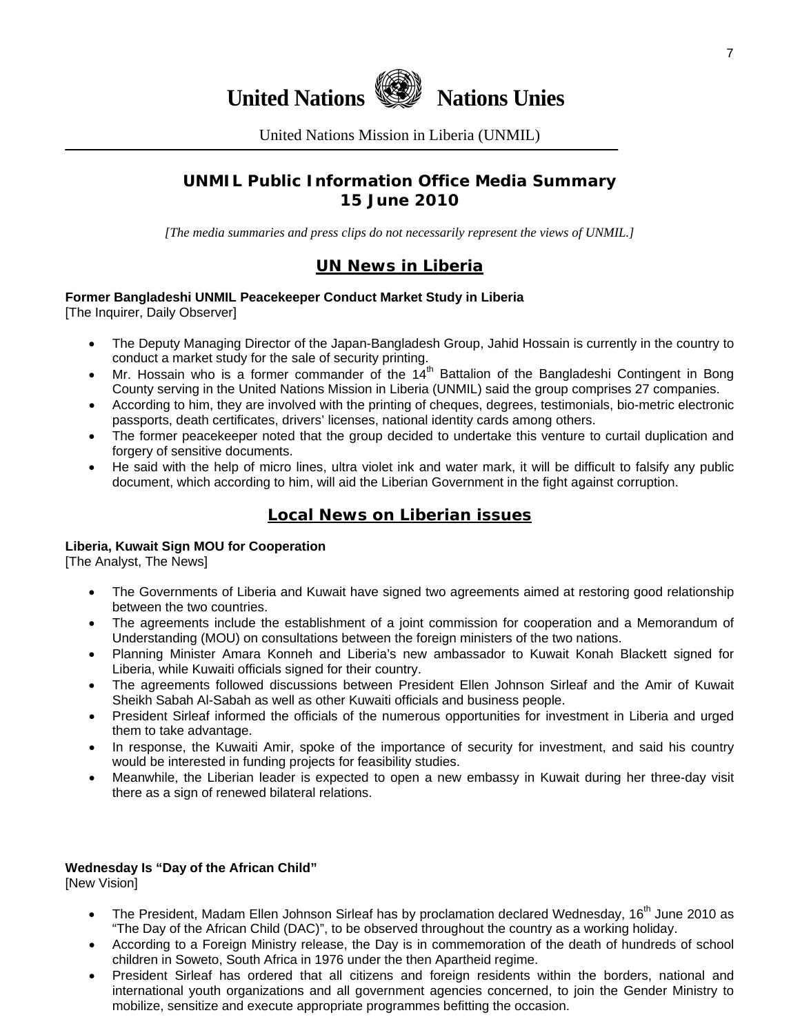# United Nations Nations Unies

United Nations Mission in Liberia (UNMIL)

## UNMIL Public Information Office Media Summary
## 15 June 2010

*[The media summaries and press clips do not necessarily represent the views of UNMIL.]*

## UN News in Liberia

**Former Bangladeshi UNMIL Peacekeeper Conduct Market Study in Liberia**
[The Inquirer, Daily Observer]

- The Deputy Managing Director of the Japan-Bangladesh Group, Jahid Hossain is currently in the country to conduct a market study for the sale of security printing.
- Mr. Hossain who is a former commander of the 14th Battalion of the Bangladeshi Contingent in Bong County serving in the United Nations Mission in Liberia (UNMIL) said the group comprises 27 companies.
- According to him, they are involved with the printing of cheques, degrees, testimonials, bio-metric electronic passports, death certificates, drivers' licenses, national identity cards among others.
- The former peacekeeper noted that the group decided to undertake this venture to curtail duplication and forgery of sensitive documents.
- He said with the help of micro lines, ultra violet ink and water mark, it will be difficult to falsify any public document, which according to him, will aid the Liberian Government in the fight against corruption.

## Local News on Liberian issues

**Liberia, Kuwait Sign MOU for Cooperation**
[The Analyst, The News]

- The Governments of Liberia and Kuwait have signed two agreements aimed at restoring good relationship between the two countries.
- The agreements include the establishment of a joint commission for cooperation and a Memorandum of Understanding (MOU) on consultations between the foreign ministers of the two nations.
- Planning Minister Amara Konneh and Liberia's new ambassador to Kuwait Konah Blackett signed for Liberia, while Kuwaiti officials signed for their country.
- The agreements followed discussions between President Ellen Johnson Sirleaf and the Amir of Kuwait Sheikh Sabah Al-Sabah as well as other Kuwaiti officials and business people.
- President Sirleaf informed the officials of the numerous opportunities for investment in Liberia and urged them to take advantage.
- In response, the Kuwaiti Amir, spoke of the importance of security for investment, and said his country would be interested in funding projects for feasibility studies.
- Meanwhile, the Liberian leader is expected to open a new embassy in Kuwait during her three-day visit there as a sign of renewed bilateral relations.

**Wednesday Is "Day of the African Child"**
[New Vision]

- The President, Madam Ellen Johnson Sirleaf has by proclamation declared Wednesday, 16th June 2010 as "The Day of the African Child (DAC)", to be observed throughout the country as a working holiday.
- According to a Foreign Ministry release, the Day is in commemoration of the death of hundreds of school children in Soweto, South Africa in 1976 under the then Apartheid regime.
- President Sirleaf has ordered that all citizens and foreign residents within the borders, national and international youth organizations and all government agencies concerned, to join the Gender Ministry to mobilize, sensitize and execute appropriate programmes befitting the occasion.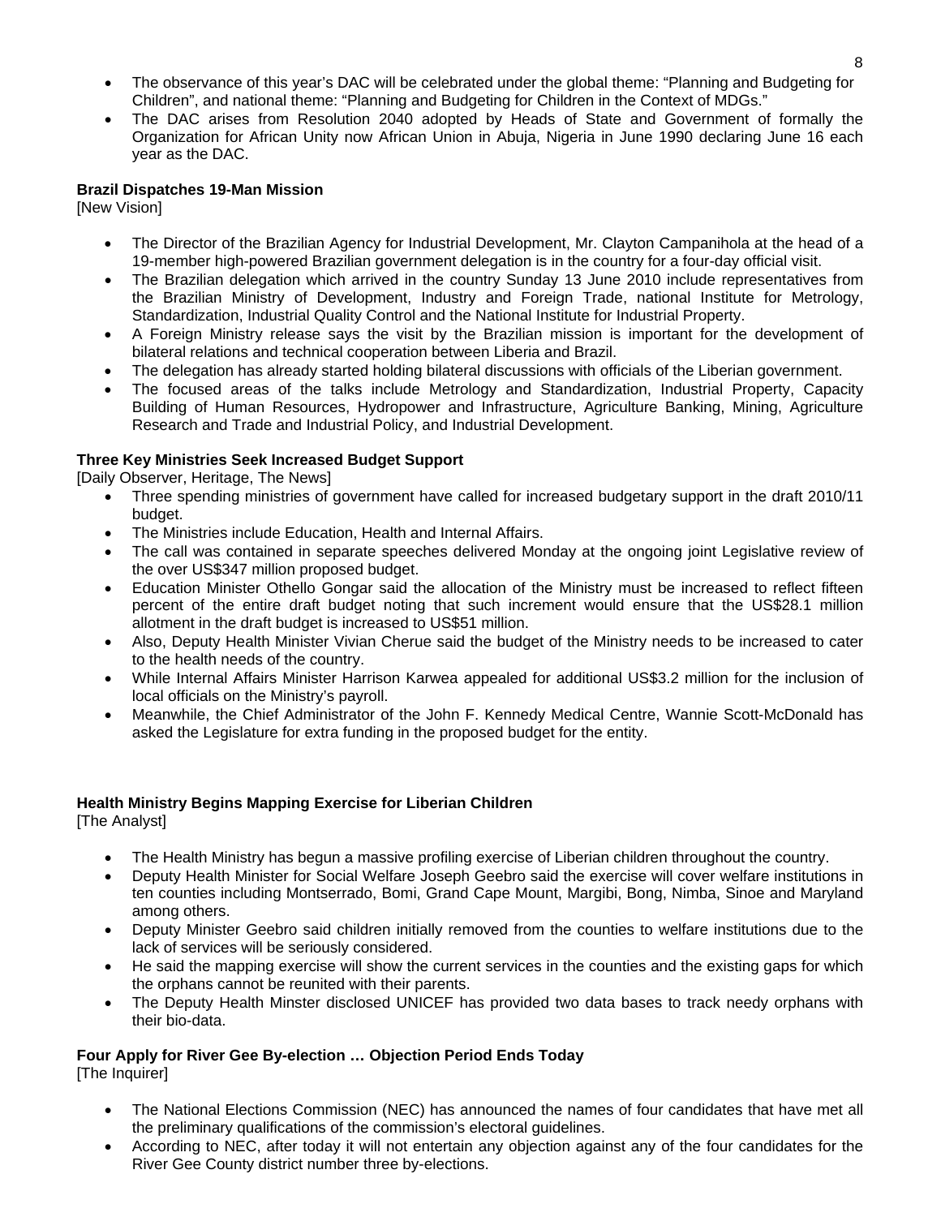- The observance of this year's DAC will be celebrated under the global theme: "Planning and Budgeting for Children", and national theme: "Planning and Budgeting for Children in the Context of MDGs."
- The DAC arises from Resolution 2040 adopted by Heads of State and Government of formally the Organization for African Unity now African Union in Abuja, Nigeria in June 1990 declaring June 16 each year as the DAC.

**Brazil Dispatches 19-Man Mission**
[New Vision]

- The Director of the Brazilian Agency for Industrial Development, Mr. Clayton Campanihola at the head of a 19-member high-powered Brazilian government delegation is in the country for a four-day official visit.
- The Brazilian delegation which arrived in the country Sunday 13 June 2010 include representatives from the Brazilian Ministry of Development, Industry and Foreign Trade, national Institute for Metrology, Standardization, Industrial Quality Control and the National Institute for Industrial Property.
- A Foreign Ministry release says the visit by the Brazilian mission is important for the development of bilateral relations and technical cooperation between Liberia and Brazil.
- The delegation has already started holding bilateral discussions with officials of the Liberian government.
- The focused areas of the talks include Metrology and Standardization, Industrial Property, Capacity Building of Human Resources, Hydropower and Infrastructure, Agriculture Banking, Mining, Agriculture Research and Trade and Industrial Policy, and Industrial Development.

**Three Key Ministries Seek Increased Budget Support**
[Daily Observer, Heritage, The News]

- Three spending ministries of government have called for increased budgetary support in the draft 2010/11 budget.
- The Ministries include Education, Health and Internal Affairs.
- The call was contained in separate speeches delivered Monday at the ongoing joint Legislative review of the over US$347 million proposed budget.
- Education Minister Othello Gongar said the allocation of the Ministry must be increased to reflect fifteen percent of the entire draft budget noting that such increment would ensure that the US$28.1 million allotment in the draft budget is increased to US$51 million.
- Also, Deputy Health Minister Vivian Cherue said the budget of the Ministry needs to be increased to cater to the health needs of the country.
- While Internal Affairs Minister Harrison Karwea appealed for additional US$3.2 million for the inclusion of local officials on the Ministry's payroll.
- Meanwhile, the Chief Administrator of the John F. Kennedy Medical Centre, Wannie Scott-McDonald has asked the Legislature for extra funding in the proposed budget for the entity.

**Health Ministry Begins Mapping Exercise for Liberian Children**
[The Analyst]

- The Health Ministry has begun a massive profiling exercise of Liberian children throughout the country.
- Deputy Health Minister for Social Welfare Joseph Geebro said the exercise will cover welfare institutions in ten counties including Montserrado, Bomi, Grand Cape Mount, Margibi, Bong, Nimba, Sinoe and Maryland among others.
- Deputy Minister Geebro said children initially removed from the counties to welfare institutions due to the lack of services will be seriously considered.
- He said the mapping exercise will show the current services in the counties and the existing gaps for which the orphans cannot be reunited with their parents.
- The Deputy Health Minster disclosed UNICEF has provided two data bases to track needy orphans with their bio-data.

**Four Apply for River Gee By-election … Objection Period Ends Today**
[The Inquirer]

- The National Elections Commission (NEC) has announced the names of four candidates that have met all the preliminary qualifications of the commission's electoral guidelines.
- According to NEC, after today it will not entertain any objection against any of the four candidates for the River Gee County district number three by-elections.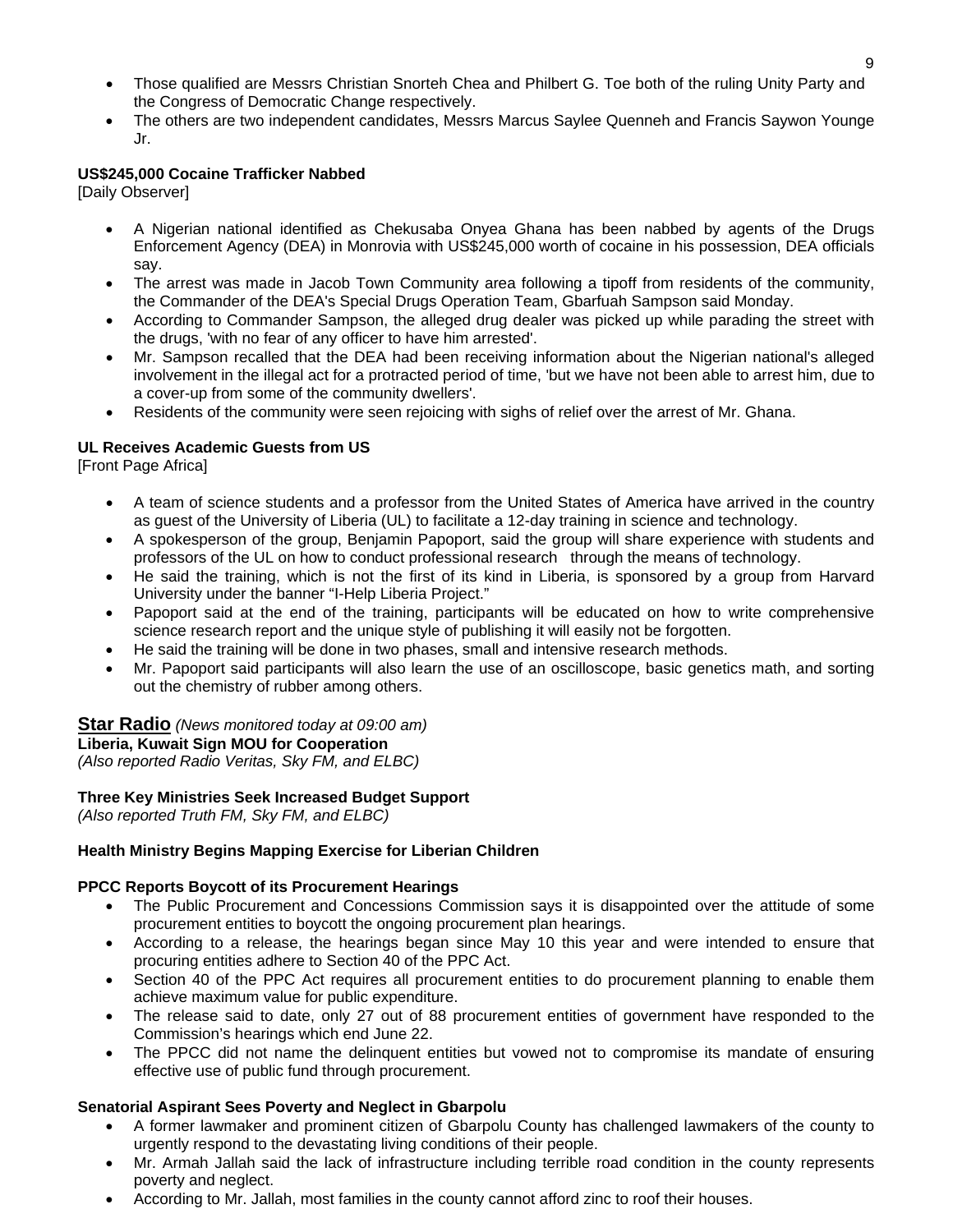- Those qualified are Messrs Christian Snorteh Chea and Philbert G. Toe both of the ruling Unity Party and the Congress of Democratic Change respectively.
- The others are two independent candidates, Messrs Marcus Saylee Quenneh and Francis Saywon Younge Jr.

**US$245,000 Cocaine Trafficker Nabbed**
[Daily Observer]

- A Nigerian national identified as Chekusaba Onyea Ghana has been nabbed by agents of the Drugs Enforcement Agency (DEA) in Monrovia with US$245,000 worth of cocaine in his possession, DEA officials say.
- The arrest was made in Jacob Town Community area following a tipoff from residents of the community, the Commander of the DEA's Special Drugs Operation Team, Gbarfuah Sampson said Monday.
- According to Commander Sampson, the alleged drug dealer was picked up while parading the street with the drugs, 'with no fear of any officer to have him arrested'.
- Mr. Sampson recalled that the DEA had been receiving information about the Nigerian national's alleged involvement in the illegal act for a protracted period of time, 'but we have not been able to arrest him, due to a cover-up from some of the community dwellers'.
- Residents of the community were seen rejoicing with sighs of relief over the arrest of Mr. Ghana.

**UL Receives Academic Guests from US**
[Front Page Africa]

- A team of science students and a professor from the United States of America have arrived in the country as guest of the University of Liberia (UL) to facilitate a 12-day training in science and technology.
- A spokesperson of the group, Benjamin Papoport, said the group will share experience with students and professors of the UL on how to conduct professional research through the means of technology.
- He said the training, which is not the first of its kind in Liberia, is sponsored by a group from Harvard University under the banner "I-Help Liberia Project."
- Papoport said at the end of the training, participants will be educated on how to write comprehensive science research report and the unique style of publishing it will easily not be forgotten.
- He said the training will be done in two phases, small and intensive research methods.
- Mr. Papoport said participants will also learn the use of an oscilloscope, basic genetics math, and sorting out the chemistry of rubber among others.

## Star Radio *(News monitored today at 09:00 am)*

**Liberia, Kuwait Sign MOU for Cooperation**
*(Also reported Radio Veritas, Sky FM, and ELBC)*

**Three Key Ministries Seek Increased Budget Support**
*(Also reported Truth FM, Sky FM, and ELBC)*

**Health Ministry Begins Mapping Exercise for Liberian Children**

**PPCC Reports Boycott of its Procurement Hearings**

- The Public Procurement and Concessions Commission says it is disappointed over the attitude of some procurement entities to boycott the ongoing procurement plan hearings.
- According to a release, the hearings began since May 10 this year and were intended to ensure that procuring entities adhere to Section 40 of the PPC Act.
- Section 40 of the PPC Act requires all procurement entities to do procurement planning to enable them achieve maximum value for public expenditure.
- The release said to date, only 27 out of 88 procurement entities of government have responded to the Commission's hearings which end June 22.
- The PPCC did not name the delinquent entities but vowed not to compromise its mandate of ensuring effective use of public fund through procurement.

**Senatorial Aspirant Sees Poverty and Neglect in Gbarpolu**

- A former lawmaker and prominent citizen of Gbarpolu County has challenged lawmakers of the county to urgently respond to the devastating living conditions of their people.
- Mr. Armah Jallah said the lack of infrastructure including terrible road condition in the county represents poverty and neglect.
- According to Mr. Jallah, most families in the county cannot afford zinc to roof their houses.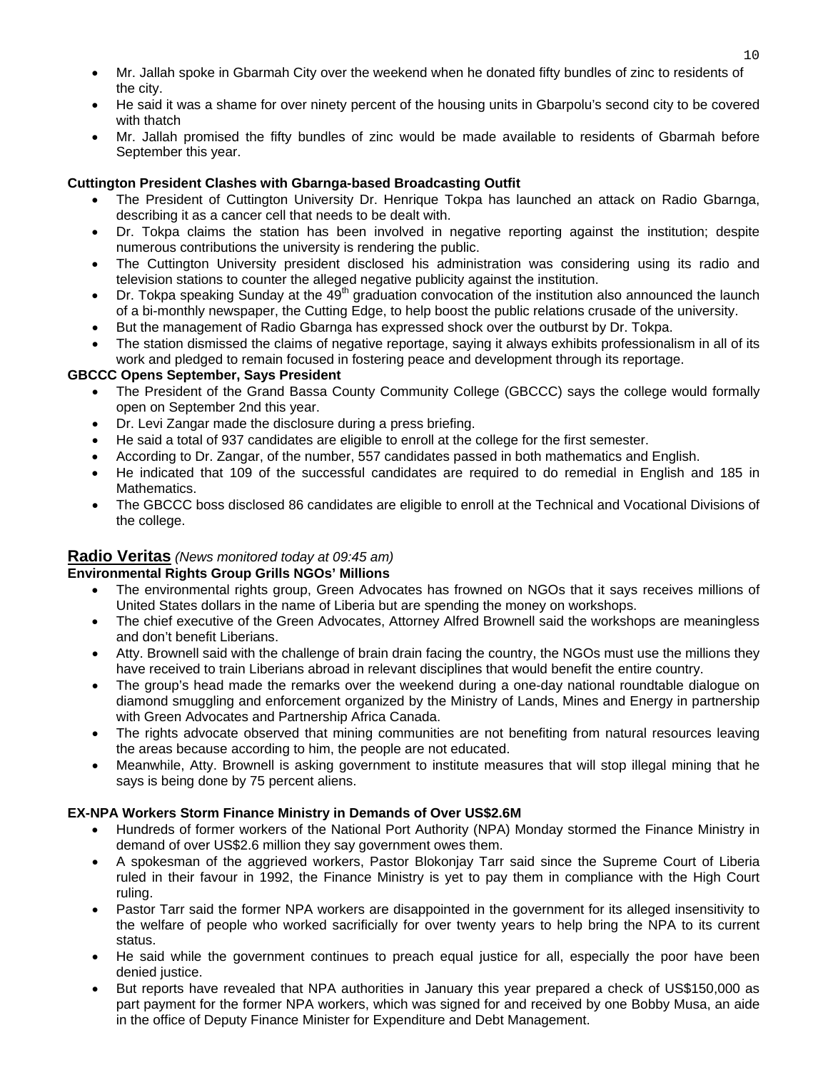- Mr. Jallah spoke in Gbarmah City over the weekend when he donated fifty bundles of zinc to residents of the city.
- He said it was a shame for over ninety percent of the housing units in Gbarpolu's second city to be covered with thatch
- Mr. Jallah promised the fifty bundles of zinc would be made available to residents of Gbarmah before September this year.

**Cuttington President Clashes with Gbarnga-based Broadcasting Outfit**

- The President of Cuttington University Dr. Henrique Tokpa has launched an attack on Radio Gbarnga, describing it as a cancer cell that needs to be dealt with.
- Dr. Tokpa claims the station has been involved in negative reporting against the institution; despite numerous contributions the university is rendering the public.
- The Cuttington University president disclosed his administration was considering using its radio and television stations to counter the alleged negative publicity against the institution.
- Dr. Tokpa speaking Sunday at the 49th graduation convocation of the institution also announced the launch of a bi-monthly newspaper, the Cutting Edge, to help boost the public relations crusade of the university.
- But the management of Radio Gbarnga has expressed shock over the outburst by Dr. Tokpa.
- The station dismissed the claims of negative reportage, saying it always exhibits professionalism in all of its work and pledged to remain focused in fostering peace and development through its reportage.

**GBCCC Opens September, Says President**

- The President of the Grand Bassa County Community College (GBCCC) says the college would formally open on September 2nd this year.
- Dr. Levi Zangar made the disclosure during a press briefing.
- He said a total of 937 candidates are eligible to enroll at the college for the first semester.
- According to Dr. Zangar, of the number, 557 candidates passed in both mathematics and English.
- He indicated that 109 of the successful candidates are required to do remedial in English and 185 in Mathematics.
- The GBCCC boss disclosed 86 candidates are eligible to enroll at the Technical and Vocational Divisions of the college.

## Radio Veritas *(News monitored today at 09:45 am)*

**Environmental Rights Group Grills NGOs' Millions**

- The environmental rights group, Green Advocates has frowned on NGOs that it says receives millions of United States dollars in the name of Liberia but are spending the money on workshops.
- The chief executive of the Green Advocates, Attorney Alfred Brownell said the workshops are meaningless and don't benefit Liberians.
- Atty. Brownell said with the challenge of brain drain facing the country, the NGOs must use the millions they have received to train Liberians abroad in relevant disciplines that would benefit the entire country.
- The group's head made the remarks over the weekend during a one-day national roundtable dialogue on diamond smuggling and enforcement organized by the Ministry of Lands, Mines and Energy in partnership with Green Advocates and Partnership Africa Canada.
- The rights advocate observed that mining communities are not benefiting from natural resources leaving the areas because according to him, the people are not educated.
- Meanwhile, Atty. Brownell is asking government to institute measures that will stop illegal mining that he says is being done by 75 percent aliens.

**EX-NPA Workers Storm Finance Ministry in Demands of Over US$2.6M**

- Hundreds of former workers of the National Port Authority (NPA) Monday stormed the Finance Ministry in demand of over US$2.6 million they say government owes them.
- A spokesman of the aggrieved workers, Pastor Blokonjay Tarr said since the Supreme Court of Liberia ruled in their favour in 1992, the Finance Ministry is yet to pay them in compliance with the High Court ruling.
- Pastor Tarr said the former NPA workers are disappointed in the government for its alleged insensitivity to the welfare of people who worked sacrificially for over twenty years to help bring the NPA to its current status.
- He said while the government continues to preach equal justice for all, especially the poor have been denied justice.
- But reports have revealed that NPA authorities in January this year prepared a check of US$150,000 as part payment for the former NPA workers, which was signed for and received by one Bobby Musa, an aide in the office of Deputy Finance Minister for Expenditure and Debt Management.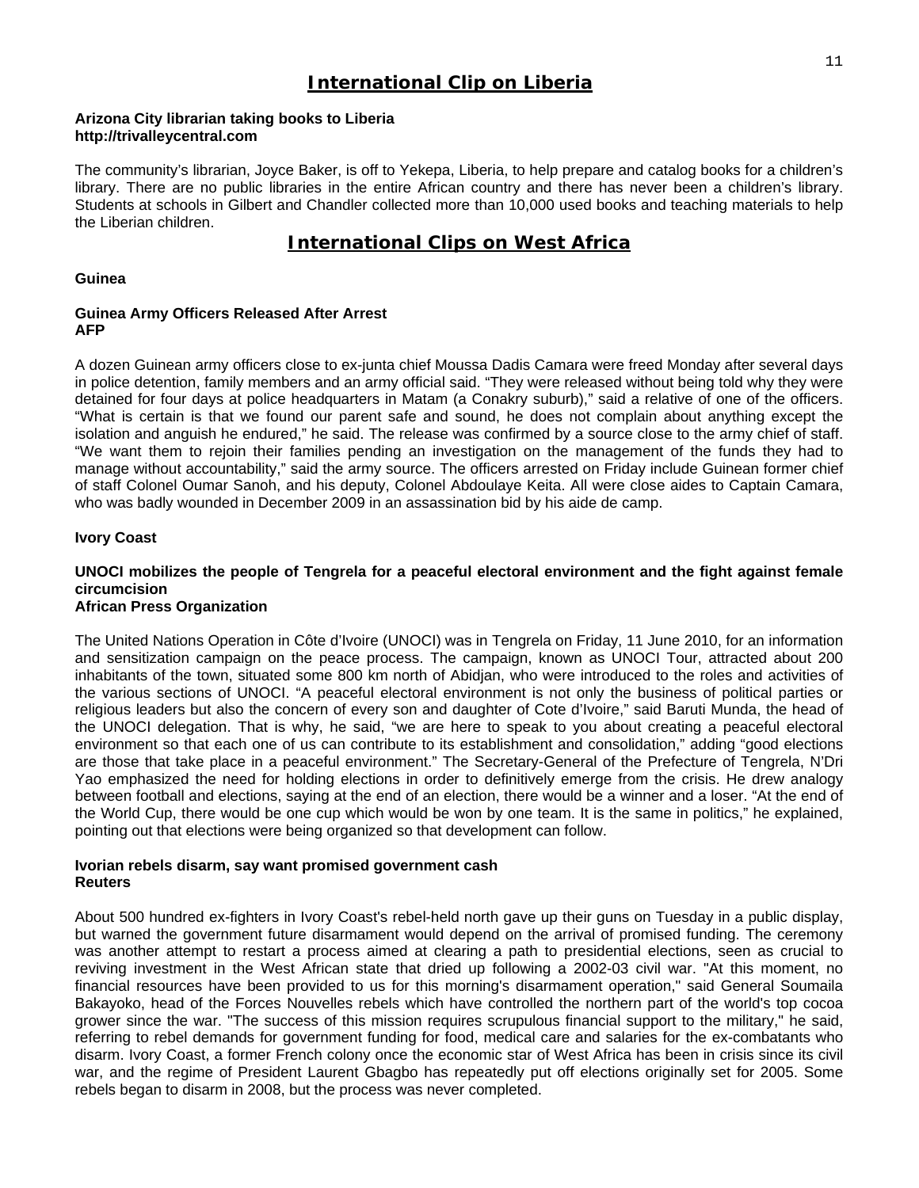# International Clip on Liberia

**Arizona City librarian taking books to Liberia**
**http://trivalleycentral.com**

The community's librarian, Joyce Baker, is off to Yekepa, Liberia, to help prepare and catalog books for a children's library. There are no public libraries in the entire African country and there has never been a children's library. Students at schools in Gilbert and Chandler collected more than 10,000 used books and teaching materials to help the Liberian children.

# International Clips on West Africa

## Guinea

**Guinea Army Officers Released After Arrest**
**AFP**

A dozen Guinean army officers close to ex-junta chief Moussa Dadis Camara were freed Monday after several days in police detention, family members and an army official said. "They were released without being told why they were detained for four days at police headquarters in Matam (a Conakry suburb)," said a relative of one of the officers. "What is certain is that we found our parent safe and sound, he does not complain about anything except the isolation and anguish he endured," he said. The release was confirmed by a source close to the army chief of staff. "We want them to rejoin their families pending an investigation on the management of the funds they had to manage without accountability," said the army source. The officers arrested on Friday include Guinean former chief of staff Colonel Oumar Sanoh, and his deputy, Colonel Abdoulaye Keita. All were close aides to Captain Camara, who was badly wounded in December 2009 in an assassination bid by his aide de camp.

## Ivory Coast

**UNOCI mobilizes the people of Tengrela for a peaceful electoral environment and the fight against female circumcision**
**African Press Organization**

The United Nations Operation in Côte d'Ivoire (UNOCI) was in Tengrela on Friday, 11 June 2010, for an information and sensitization campaign on the peace process. The campaign, known as UNOCI Tour, attracted about 200 inhabitants of the town, situated some 800 km north of Abidjan, who were introduced to the roles and activities of the various sections of UNOCI. "A peaceful electoral environment is not only the business of political parties or religious leaders but also the concern of every son and daughter of Cote d'Ivoire," said Baruti Munda, the head of the UNOCI delegation. That is why, he said, "we are here to speak to you about creating a peaceful electoral environment so that each one of us can contribute to its establishment and consolidation," adding "good elections are those that take place in a peaceful environment." The Secretary-General of the Prefecture of Tengrela, N'Dri Yao emphasized the need for holding elections in order to definitively emerge from the crisis. He drew analogy between football and elections, saying at the end of an election, there would be a winner and a loser. "At the end of the World Cup, there would be one cup which would be won by one team. It is the same in politics," he explained, pointing out that elections were being organized so that development can follow.

**Ivorian rebels disarm, say want promised government cash**
**Reuters**

About 500 hundred ex-fighters in Ivory Coast's rebel-held north gave up their guns on Tuesday in a public display, but warned the government future disarmament would depend on the arrival of promised funding. The ceremony was another attempt to restart a process aimed at clearing a path to presidential elections, seen as crucial to reviving investment in the West African state that dried up following a 2002-03 civil war. "At this moment, no financial resources have been provided to us for this morning's disarmament operation," said General Soumaila Bakayoko, head of the Forces Nouvelles rebels which have controlled the northern part of the world's top cocoa grower since the war. "The success of this mission requires scrupulous financial support to the military," he said, referring to rebel demands for government funding for food, medical care and salaries for the ex-combatants who disarm. Ivory Coast, a former French colony once the economic star of West Africa has been in crisis since its civil war, and the regime of President Laurent Gbagbo has repeatedly put off elections originally set for 2005. Some rebels began to disarm in 2008, but the process was never completed.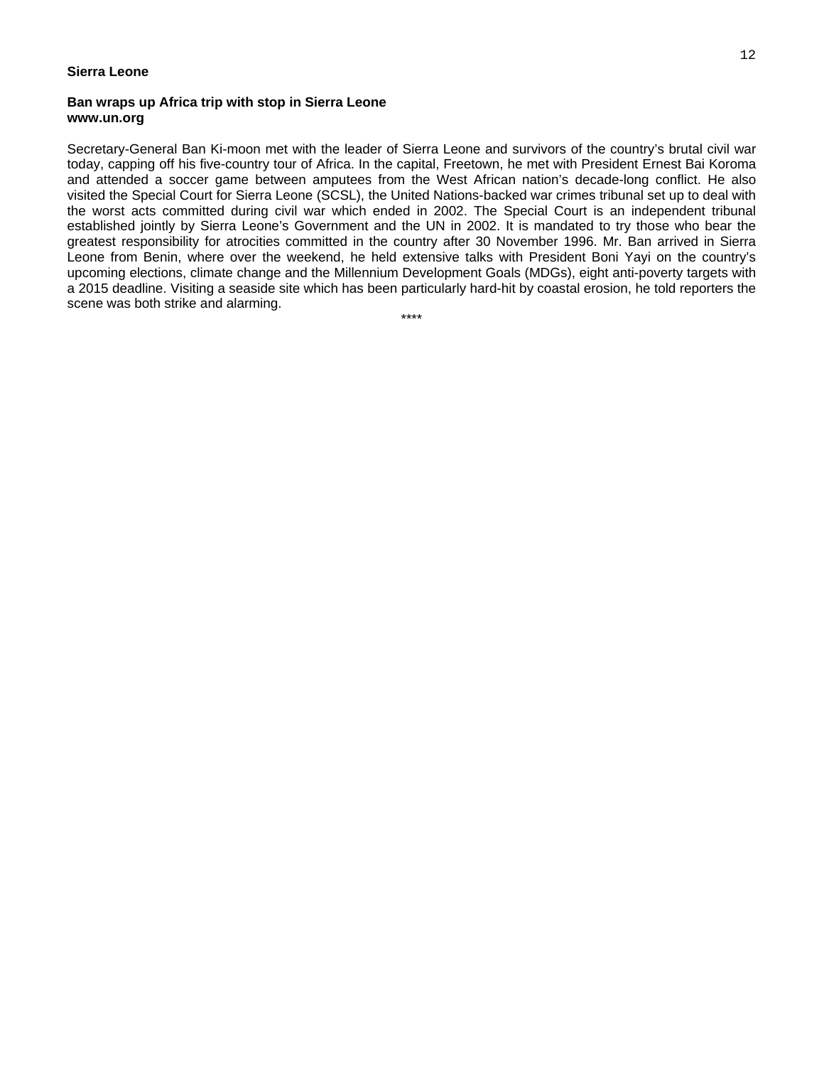**Sierra Leone**

**Ban wraps up Africa trip with stop in Sierra Leone**
**www.un.org**

Secretary-General Ban Ki-moon met with the leader of Sierra Leone and survivors of the country's brutal civil war today, capping off his five-country tour of Africa. In the capital, Freetown, he met with President Ernest Bai Koroma and attended a soccer game between amputees from the West African nation's decade-long conflict. He also visited the Special Court for Sierra Leone (SCSL), the United Nations-backed war crimes tribunal set up to deal with the worst acts committed during civil war which ended in 2002. The Special Court is an independent tribunal established jointly by Sierra Leone's Government and the UN in 2002. It is mandated to try those who bear the greatest responsibility for atrocities committed in the country after 30 November 1996. Mr. Ban arrived in Sierra Leone from Benin, where over the weekend, he held extensive talks with President Boni Yayi on the country's upcoming elections, climate change and the Millennium Development Goals (MDGs), eight anti-poverty targets with a 2015 deadline. Visiting a seaside site which has been particularly hard-hit by coastal erosion, he told reporters the scene was both strike and alarming.

****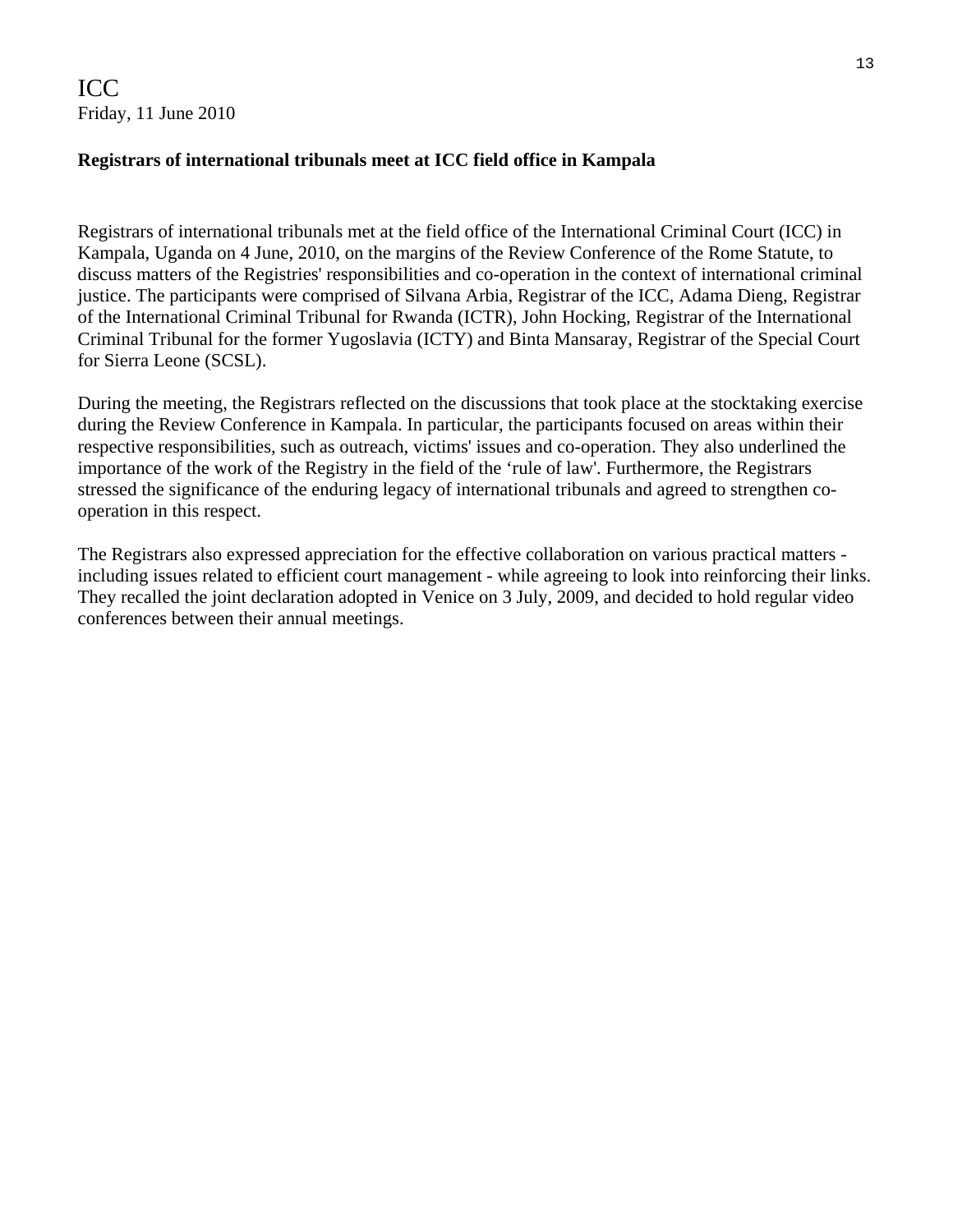ICC
Friday, 11 June 2010

**Registrars of international tribunals meet at ICC field office in Kampala**

Registrars of international tribunals met at the field office of the International Criminal Court (ICC) in Kampala, Uganda on 4 June, 2010, on the margins of the Review Conference of the Rome Statute, to discuss matters of the Registries' responsibilities and co-operation in the context of international criminal justice. The participants were comprised of Silvana Arbia, Registrar of the ICC, Adama Dieng, Registrar of the International Criminal Tribunal for Rwanda (ICTR), John Hocking, Registrar of the International Criminal Tribunal for the former Yugoslavia (ICTY) and Binta Mansaray, Registrar of the Special Court for Sierra Leone (SCSL).

During the meeting, the Registrars reflected on the discussions that took place at the stocktaking exercise during the Review Conference in Kampala. In particular, the participants focused on areas within their respective responsibilities, such as outreach, victims' issues and co-operation. They also underlined the importance of the work of the Registry in the field of the 'rule of law'. Furthermore, the Registrars stressed the significance of the enduring legacy of international tribunals and agreed to strengthen co-operation in this respect.

The Registrars also expressed appreciation for the effective collaboration on various practical matters - including issues related to efficient court management - while agreeing to look into reinforcing their links. They recalled the joint declaration adopted in Venice on 3 July, 2009, and decided to hold regular video conferences between their annual meetings.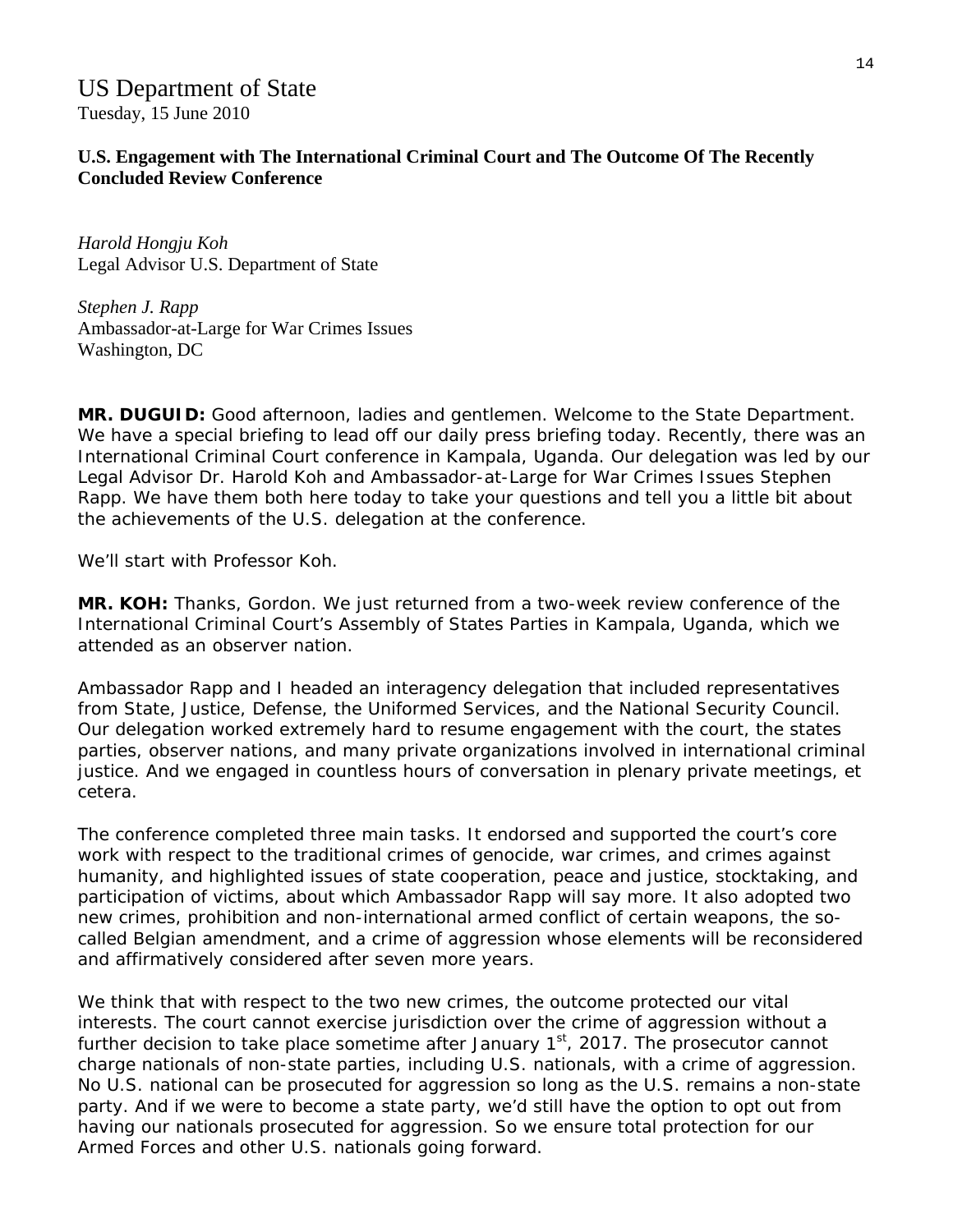# US Department of State

Tuesday, 15 June 2010

**U.S. Engagement with The International Criminal Court and The Outcome Of The Recently Concluded Review Conference**

*Harold Hongju Koh*
Legal Advisor U.S. Department of State

*Stephen J. Rapp*
Ambassador-at-Large for War Crimes Issues
Washington, DC

**MR. DUGUID:** Good afternoon, ladies and gentlemen. Welcome to the State Department. We have a special briefing to lead off our daily press briefing today. Recently, there was an International Criminal Court conference in Kampala, Uganda. Our delegation was led by our Legal Advisor Dr. Harold Koh and Ambassador-at-Large for War Crimes Issues Stephen Rapp. We have them both here today to take your questions and tell you a little bit about the achievements of the U.S. delegation at the conference.

We'll start with Professor Koh.

**MR. KOH:** Thanks, Gordon. We just returned from a two-week review conference of the International Criminal Court's Assembly of States Parties in Kampala, Uganda, which we attended as an observer nation.

Ambassador Rapp and I headed an interagency delegation that included representatives from State, Justice, Defense, the Uniformed Services, and the National Security Council. Our delegation worked extremely hard to resume engagement with the court, the states parties, observer nations, and many private organizations involved in international criminal justice. And we engaged in countless hours of conversation in plenary private meetings, et cetera.

The conference completed three main tasks. It endorsed and supported the court's core work with respect to the traditional crimes of genocide, war crimes, and crimes against humanity, and highlighted issues of state cooperation, peace and justice, stocktaking, and participation of victims, about which Ambassador Rapp will say more. It also adopted two new crimes, prohibition and non-international armed conflict of certain weapons, the so-called Belgian amendment, and a crime of aggression whose elements will be reconsidered and affirmatively considered after seven more years.

We think that with respect to the two new crimes, the outcome protected our vital interests. The court cannot exercise jurisdiction over the crime of aggression without a further decision to take place sometime after January 1st, 2017. The prosecutor cannot charge nationals of non-state parties, including U.S. nationals, with a crime of aggression. No U.S. national can be prosecuted for aggression so long as the U.S. remains a non-state party. And if we were to become a state party, we'd still have the option to opt out from having our nationals prosecuted for aggression. So we ensure total protection for our Armed Forces and other U.S. nationals going forward.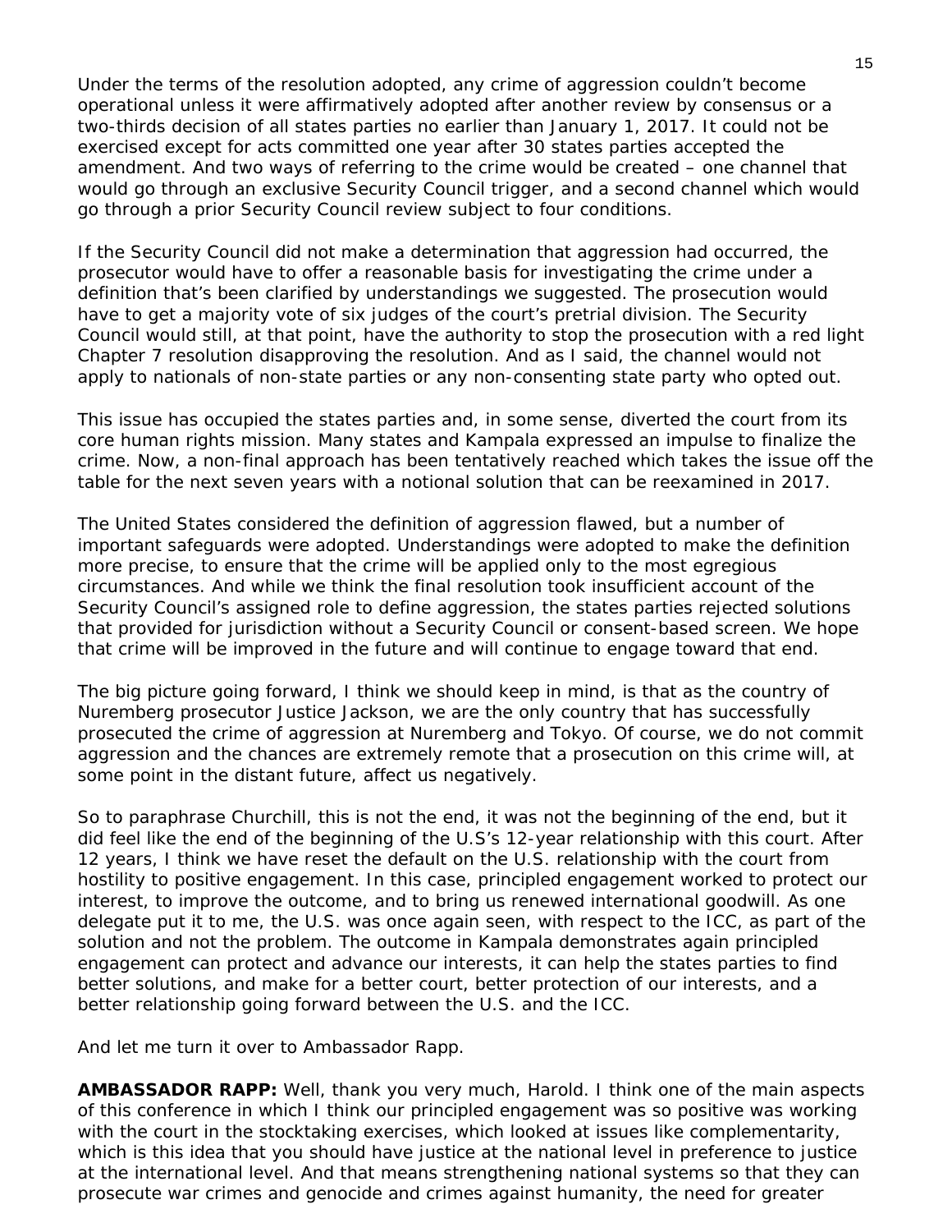Under the terms of the resolution adopted, any crime of aggression couldn't become operational unless it were affirmatively adopted after another review by consensus or a two-thirds decision of all states parties no earlier than January 1, 2017. It could not be exercised except for acts committed one year after 30 states parties accepted the amendment. And two ways of referring to the crime would be created – one channel that would go through an exclusive Security Council trigger, and a second channel which would go through a prior Security Council review subject to four conditions.

If the Security Council did not make a determination that aggression had occurred, the prosecutor would have to offer a reasonable basis for investigating the crime under a definition that's been clarified by understandings we suggested. The prosecution would have to get a majority vote of six judges of the court's pretrial division. The Security Council would still, at that point, have the authority to stop the prosecution with a red light Chapter 7 resolution disapproving the resolution. And as I said, the channel would not apply to nationals of non-state parties or any non-consenting state party who opted out.

This issue has occupied the states parties and, in some sense, diverted the court from its core human rights mission. Many states and Kampala expressed an impulse to finalize the crime. Now, a non-final approach has been tentatively reached which takes the issue off the table for the next seven years with a notional solution that can be reexamined in 2017.

The United States considered the definition of aggression flawed, but a number of important safeguards were adopted. Understandings were adopted to make the definition more precise, to ensure that the crime will be applied only to the most egregious circumstances. And while we think the final resolution took insufficient account of the Security Council's assigned role to define aggression, the states parties rejected solutions that provided for jurisdiction without a Security Council or consent-based screen. We hope that crime will be improved in the future and will continue to engage toward that end.

The big picture going forward, I think we should keep in mind, is that as the country of Nuremberg prosecutor Justice Jackson, we are the only country that has successfully prosecuted the crime of aggression at Nuremberg and Tokyo. Of course, we do not commit aggression and the chances are extremely remote that a prosecution on this crime will, at some point in the distant future, affect us negatively.

So to paraphrase Churchill, this is not the end, it was not the beginning of the end, but it did feel like the end of the beginning of the U.S's 12-year relationship with this court. After 12 years, I think we have reset the default on the U.S. relationship with the court from hostility to positive engagement. In this case, principled engagement worked to protect our interest, to improve the outcome, and to bring us renewed international goodwill. As one delegate put it to me, the U.S. was once again seen, with respect to the ICC, as part of the solution and not the problem. The outcome in Kampala demonstrates again principled engagement can protect and advance our interests, it can help the states parties to find better solutions, and make for a better court, better protection of our interests, and a better relationship going forward between the U.S. and the ICC.

And let me turn it over to Ambassador Rapp.

**AMBASSADOR RAPP:** Well, thank you very much, Harold. I think one of the main aspects of this conference in which I think our principled engagement was so positive was working with the court in the stocktaking exercises, which looked at issues like complementarity, which is this idea that you should have justice at the national level in preference to justice at the international level. And that means strengthening national systems so that they can prosecute war crimes and genocide and crimes against humanity, the need for greater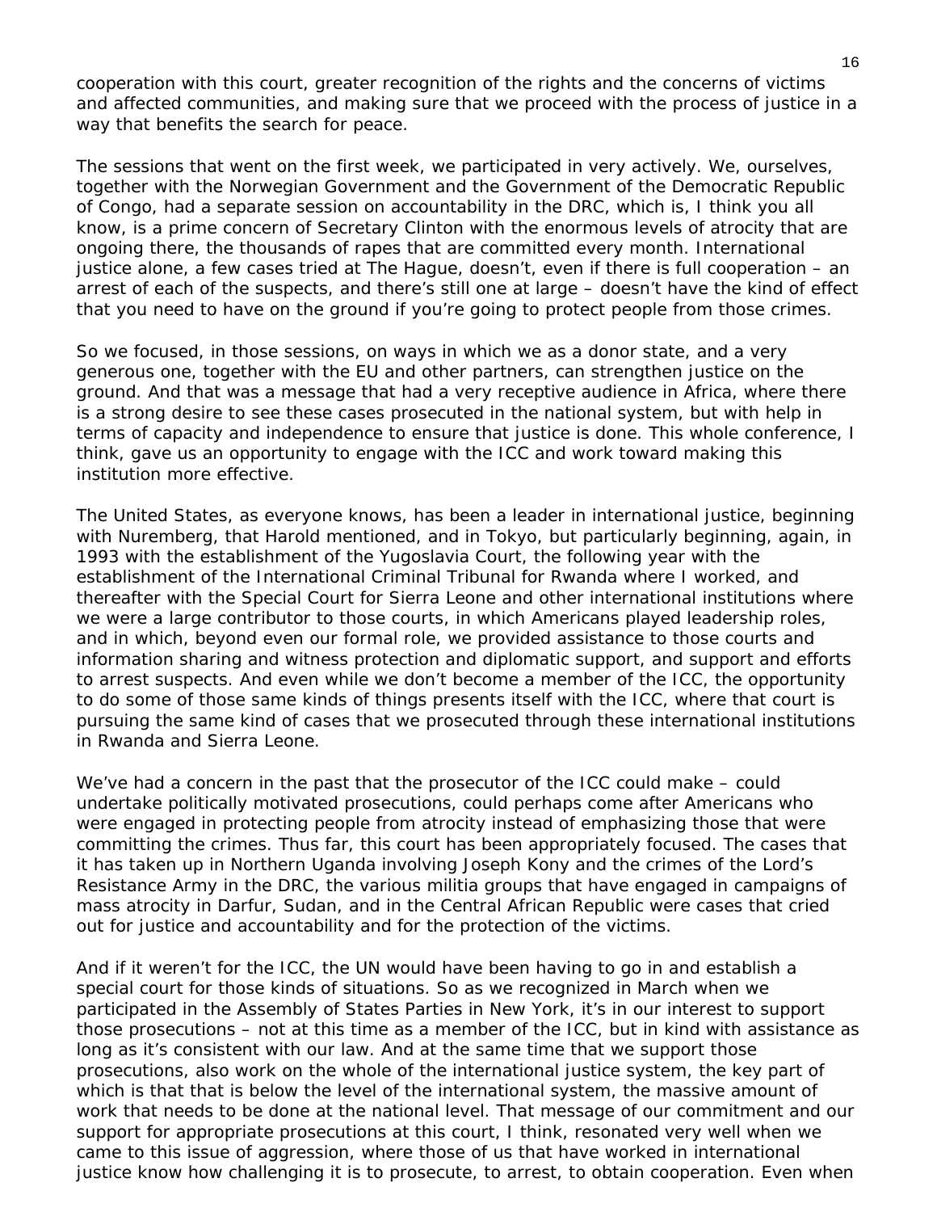cooperation with this court, greater recognition of the rights and the concerns of victims and affected communities, and making sure that we proceed with the process of justice in a way that benefits the search for peace.

The sessions that went on the first week, we participated in very actively. We, ourselves, together with the Norwegian Government and the Government of the Democratic Republic of Congo, had a separate session on accountability in the DRC, which is, I think you all know, is a prime concern of Secretary Clinton with the enormous levels of atrocity that are ongoing there, the thousands of rapes that are committed every month. International justice alone, a few cases tried at The Hague, doesn't, even if there is full cooperation – an arrest of each of the suspects, and there's still one at large – doesn't have the kind of effect that you need to have on the ground if you're going to protect people from those crimes.

So we focused, in those sessions, on ways in which we as a donor state, and a very generous one, together with the EU and other partners, can strengthen justice on the ground. And that was a message that had a very receptive audience in Africa, where there is a strong desire to see these cases prosecuted in the national system, but with help in terms of capacity and independence to ensure that justice is done. This whole conference, I think, gave us an opportunity to engage with the ICC and work toward making this institution more effective.

The United States, as everyone knows, has been a leader in international justice, beginning with Nuremberg, that Harold mentioned, and in Tokyo, but particularly beginning, again, in 1993 with the establishment of the Yugoslavia Court, the following year with the establishment of the International Criminal Tribunal for Rwanda where I worked, and thereafter with the Special Court for Sierra Leone and other international institutions where we were a large contributor to those courts, in which Americans played leadership roles, and in which, beyond even our formal role, we provided assistance to those courts and information sharing and witness protection and diplomatic support, and support and efforts to arrest suspects. And even while we don't become a member of the ICC, the opportunity to do some of those same kinds of things presents itself with the ICC, where that court is pursuing the same kind of cases that we prosecuted through these international institutions in Rwanda and Sierra Leone.

We've had a concern in the past that the prosecutor of the ICC could make – could undertake politically motivated prosecutions, could perhaps come after Americans who were engaged in protecting people from atrocity instead of emphasizing those that were committing the crimes. Thus far, this court has been appropriately focused. The cases that it has taken up in Northern Uganda involving Joseph Kony and the crimes of the Lord's Resistance Army in the DRC, the various militia groups that have engaged in campaigns of mass atrocity in Darfur, Sudan, and in the Central African Republic were cases that cried out for justice and accountability and for the protection of the victims.

And if it weren't for the ICC, the UN would have been having to go in and establish a special court for those kinds of situations. So as we recognized in March when we participated in the Assembly of States Parties in New York, it's in our interest to support those prosecutions – not at this time as a member of the ICC, but in kind with assistance as long as it's consistent with our law. And at the same time that we support those prosecutions, also work on the whole of the international justice system, the key part of which is that that is below the level of the international system, the massive amount of work that needs to be done at the national level. That message of our commitment and our support for appropriate prosecutions at this court, I think, resonated very well when we came to this issue of aggression, where those of us that have worked in international justice know how challenging it is to prosecute, to arrest, to obtain cooperation. Even when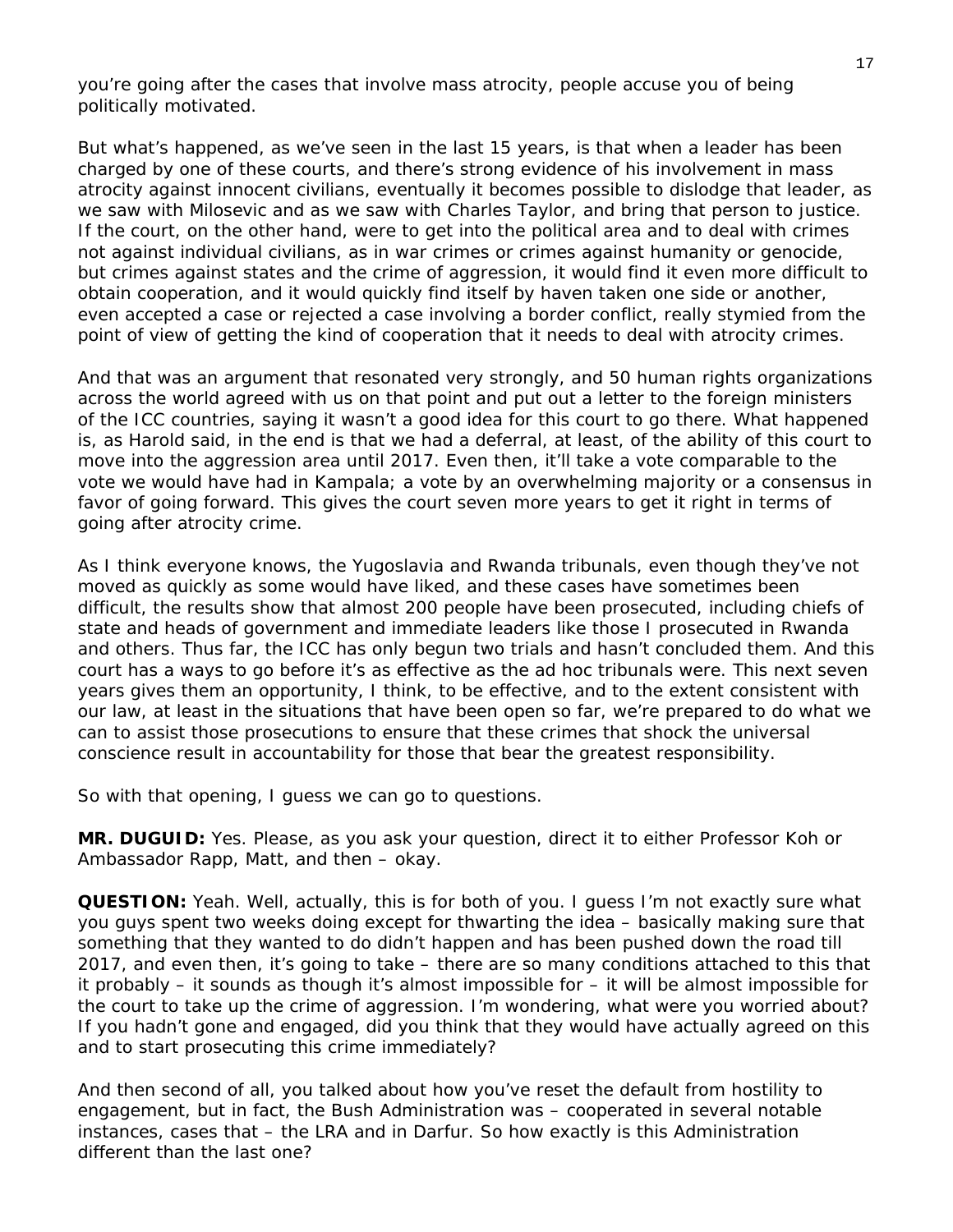you're going after the cases that involve mass atrocity, people accuse you of being politically motivated.

But what's happened, as we've seen in the last 15 years, is that when a leader has been charged by one of these courts, and there's strong evidence of his involvement in mass atrocity against innocent civilians, eventually it becomes possible to dislodge that leader, as we saw with Milosevic and as we saw with Charles Taylor, and bring that person to justice. If the court, on the other hand, were to get into the political area and to deal with crimes not against individual civilians, as in war crimes or crimes against humanity or genocide, but crimes against states and the crime of aggression, it would find it even more difficult to obtain cooperation, and it would quickly find itself by haven taken one side or another, even accepted a case or rejected a case involving a border conflict, really stymied from the point of view of getting the kind of cooperation that it needs to deal with atrocity crimes.

And that was an argument that resonated very strongly, and 50 human rights organizations across the world agreed with us on that point and put out a letter to the foreign ministers of the ICC countries, saying it wasn't a good idea for this court to go there. What happened is, as Harold said, in the end is that we had a deferral, at least, of the ability of this court to move into the aggression area until 2017. Even then, it'll take a vote comparable to the vote we would have had in Kampala; a vote by an overwhelming majority or a consensus in favor of going forward. This gives the court seven more years to get it right in terms of going after atrocity crime.

As I think everyone knows, the Yugoslavia and Rwanda tribunals, even though they've not moved as quickly as some would have liked, and these cases have sometimes been difficult, the results show that almost 200 people have been prosecuted, including chiefs of state and heads of government and immediate leaders like those I prosecuted in Rwanda and others. Thus far, the ICC has only begun two trials and hasn't concluded them. And this court has a ways to go before it's as effective as the ad hoc tribunals were. This next seven years gives them an opportunity, I think, to be effective, and to the extent consistent with our law, at least in the situations that have been open so far, we're prepared to do what we can to assist those prosecutions to ensure that these crimes that shock the universal conscience result in accountability for those that bear the greatest responsibility.

So with that opening, I guess we can go to questions.

**MR. DUGUID:** Yes. Please, as you ask your question, direct it to either Professor Koh or Ambassador Rapp, Matt, and then – okay.

**QUESTION:** Yeah. Well, actually, this is for both of you. I guess I'm not exactly sure what you guys spent two weeks doing except for thwarting the idea – basically making sure that something that they wanted to do didn't happen and has been pushed down the road till 2017, and even then, it's going to take – there are so many conditions attached to this that it probably – it sounds as though it's almost impossible for – it will be almost impossible for the court to take up the crime of aggression. I'm wondering, what were you worried about? If you hadn't gone and engaged, did you think that they would have actually agreed on this and to start prosecuting this crime immediately?

And then second of all, you talked about how you've reset the default from hostility to engagement, but in fact, the Bush Administration was – cooperated in several notable instances, cases that – the LRA and in Darfur. So how exactly is this Administration different than the last one?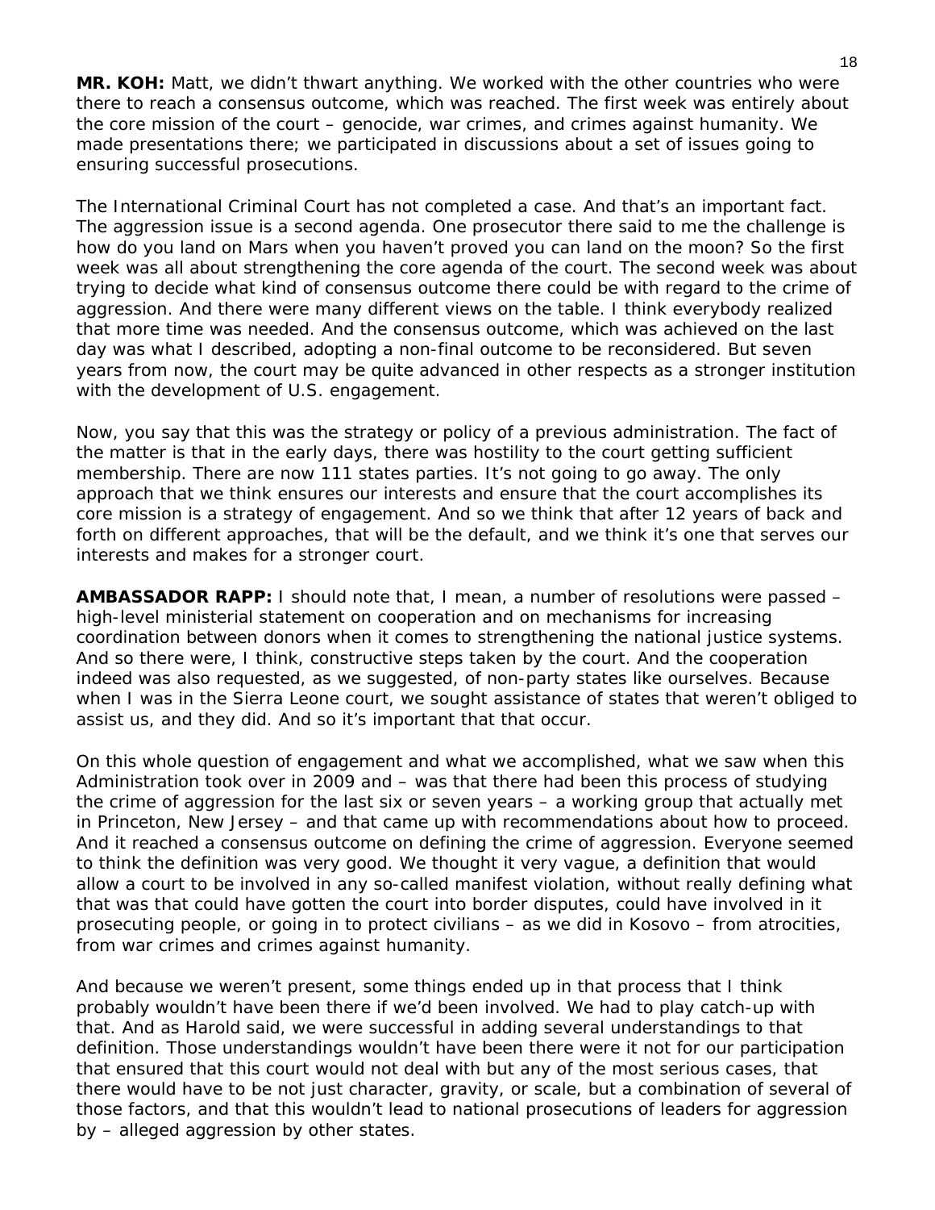**MR. KOH:** Matt, we didn't thwart anything. We worked with the other countries who were there to reach a consensus outcome, which was reached. The first week was entirely about the core mission of the court – genocide, war crimes, and crimes against humanity. We made presentations there; we participated in discussions about a set of issues going to ensuring successful prosecutions.

The International Criminal Court has not completed a case. And that's an important fact. The aggression issue is a second agenda. One prosecutor there said to me the challenge is how do you land on Mars when you haven't proved you can land on the moon? So the first week was all about strengthening the core agenda of the court. The second week was about trying to decide what kind of consensus outcome there could be with regard to the crime of aggression. And there were many different views on the table. I think everybody realized that more time was needed. And the consensus outcome, which was achieved on the last day was what I described, adopting a non-final outcome to be reconsidered. But seven years from now, the court may be quite advanced in other respects as a stronger institution with the development of U.S. engagement.

Now, you say that this was the strategy or policy of a previous administration. The fact of the matter is that in the early days, there was hostility to the court getting sufficient membership. There are now 111 states parties. It's not going to go away. The only approach that we think ensures our interests and ensure that the court accomplishes its core mission is a strategy of engagement. And so we think that after 12 years of back and forth on different approaches, that will be the default, and we think it's one that serves our interests and makes for a stronger court.

**AMBASSADOR RAPP:** I should note that, I mean, a number of resolutions were passed – high-level ministerial statement on cooperation and on mechanisms for increasing coordination between donors when it comes to strengthening the national justice systems. And so there were, I think, constructive steps taken by the court. And the cooperation indeed was also requested, as we suggested, of non-party states like ourselves. Because when I was in the Sierra Leone court, we sought assistance of states that weren't obliged to assist us, and they did. And so it's important that that occur.

On this whole question of engagement and what we accomplished, what we saw when this Administration took over in 2009 and – was that there had been this process of studying the crime of aggression for the last six or seven years – a working group that actually met in Princeton, New Jersey – and that came up with recommendations about how to proceed. And it reached a consensus outcome on defining the crime of aggression. Everyone seemed to think the definition was very good. We thought it very vague, a definition that would allow a court to be involved in any so-called manifest violation, without really defining what that was that could have gotten the court into border disputes, could have involved in it prosecuting people, or going in to protect civilians – as we did in Kosovo – from atrocities, from war crimes and crimes against humanity.

And because we weren't present, some things ended up in that process that I think probably wouldn't have been there if we'd been involved. We had to play catch-up with that. And as Harold said, we were successful in adding several understandings to that definition. Those understandings wouldn't have been there were it not for our participation that ensured that this court would not deal with but any of the most serious cases, that there would have to be not just character, gravity, or scale, but a combination of several of those factors, and that this wouldn't lead to national prosecutions of leaders for aggression by – alleged aggression by other states.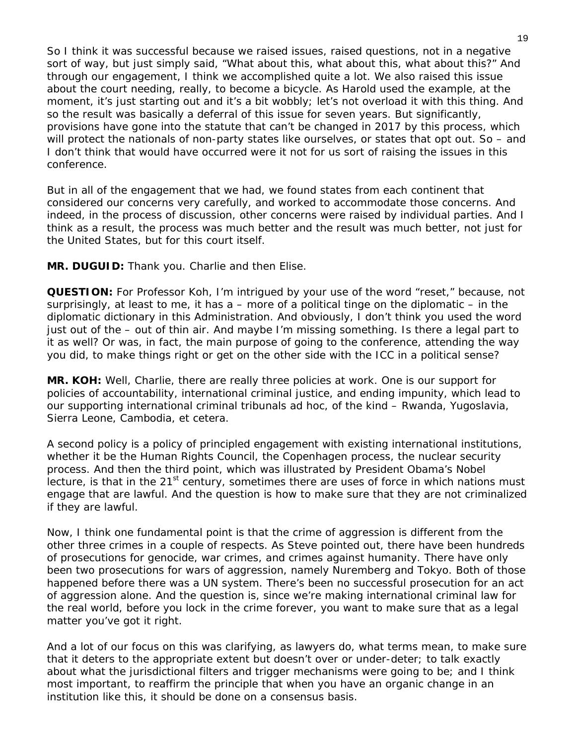So I think it was successful because we raised issues, raised questions, not in a negative sort of way, but just simply said, "What about this, what about this, what about this?" And through our engagement, I think we accomplished quite a lot. We also raised this issue about the court needing, really, to become a bicycle. As Harold used the example, at the moment, it's just starting out and it's a bit wobbly; let's not overload it with this thing. And so the result was basically a deferral of this issue for seven years. But significantly, provisions have gone into the statute that can't be changed in 2017 by this process, which will protect the nationals of non-party states like ourselves, or states that opt out. So – and I don't think that would have occurred were it not for us sort of raising the issues in this conference.

But in all of the engagement that we had, we found states from each continent that considered our concerns very carefully, and worked to accommodate those concerns. And indeed, in the process of discussion, other concerns were raised by individual parties. And I think as a result, the process was much better and the result was much better, not just for the United States, but for this court itself.

**MR. DUGUID:** Thank you. Charlie and then Elise.

**QUESTION:** For Professor Koh, I'm intrigued by your use of the word "reset," because, not surprisingly, at least to me, it has a – more of a political tinge on the diplomatic – in the diplomatic dictionary in this Administration. And obviously, I don't think you used the word just out of the – out of thin air. And maybe I'm missing something. Is there a legal part to it as well? Or was, in fact, the main purpose of going to the conference, attending the way you did, to make things right or get on the other side with the ICC in a political sense?

**MR. KOH:** Well, Charlie, there are really three policies at work. One is our support for policies of accountability, international criminal justice, and ending impunity, which lead to our supporting international criminal tribunals ad hoc, of the kind – Rwanda, Yugoslavia, Sierra Leone, Cambodia, et cetera.

A second policy is a policy of principled engagement with existing international institutions, whether it be the Human Rights Council, the Copenhagen process, the nuclear security process. And then the third point, which was illustrated by President Obama's Nobel lecture, is that in the 21st century, sometimes there are uses of force in which nations must engage that are lawful. And the question is how to make sure that they are not criminalized if they are lawful.

Now, I think one fundamental point is that the crime of aggression is different from the other three crimes in a couple of respects. As Steve pointed out, there have been hundreds of prosecutions for genocide, war crimes, and crimes against humanity. There have only been two prosecutions for wars of aggression, namely Nuremberg and Tokyo. Both of those happened before there was a UN system. There's been no successful prosecution for an act of aggression alone. And the question is, since we're making international criminal law for the real world, before you lock in the crime forever, you want to make sure that as a legal matter you've got it right.

And a lot of our focus on this was clarifying, as lawyers do, what terms mean, to make sure that it deters to the appropriate extent but doesn't over or under-deter; to talk exactly about what the jurisdictional filters and trigger mechanisms were going to be; and I think most important, to reaffirm the principle that when you have an organic change in an institution like this, it should be done on a consensus basis.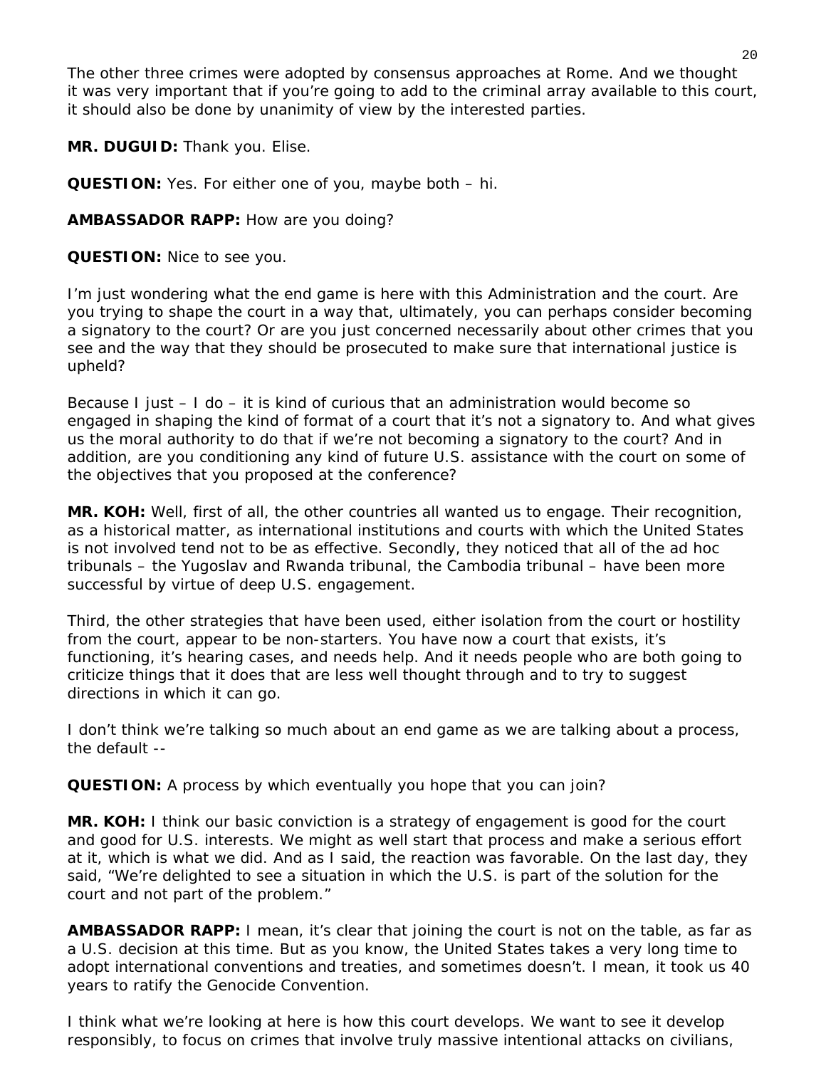The other three crimes were adopted by consensus approaches at Rome. And we thought it was very important that if you're going to add to the criminal array available to this court, it should also be done by unanimity of view by the interested parties.

**MR. DUGUID:** Thank you. Elise.

**QUESTION:** Yes. For either one of you, maybe both – hi.

**AMBASSADOR RAPP:** How are you doing?

**QUESTION:** Nice to see you.

I'm just wondering what the end game is here with this Administration and the court. Are you trying to shape the court in a way that, ultimately, you can perhaps consider becoming a signatory to the court? Or are you just concerned necessarily about other crimes that you see and the way that they should be prosecuted to make sure that international justice is upheld?

Because I just – I do – it is kind of curious that an administration would become so engaged in shaping the kind of format of a court that it's not a signatory to. And what gives us the moral authority to do that if we're not becoming a signatory to the court? And in addition, are you conditioning any kind of future U.S. assistance with the court on some of the objectives that you proposed at the conference?

**MR. KOH:** Well, first of all, the other countries all wanted us to engage. Their recognition, as a historical matter, as international institutions and courts with which the United States is not involved tend not to be as effective. Secondly, they noticed that all of the ad hoc tribunals – the Yugoslav and Rwanda tribunal, the Cambodia tribunal – have been more successful by virtue of deep U.S. engagement.

Third, the other strategies that have been used, either isolation from the court or hostility from the court, appear to be non-starters. You have now a court that exists, it's functioning, it's hearing cases, and needs help. And it needs people who are both going to criticize things that it does that are less well thought through and to try to suggest directions in which it can go.

I don't think we're talking so much about an end game as we are talking about a process, the default --

**QUESTION:** A process by which eventually you hope that you can join?

**MR. KOH:** I think our basic conviction is a strategy of engagement is good for the court and good for U.S. interests. We might as well start that process and make a serious effort at it, which is what we did. And as I said, the reaction was favorable. On the last day, they said, "We're delighted to see a situation in which the U.S. is part of the solution for the court and not part of the problem."

**AMBASSADOR RAPP:** I mean, it's clear that joining the court is not on the table, as far as a U.S. decision at this time. But as you know, the United States takes a very long time to adopt international conventions and treaties, and sometimes doesn't. I mean, it took us 40 years to ratify the Genocide Convention.

I think what we're looking at here is how this court develops. We want to see it develop responsibly, to focus on crimes that involve truly massive intentional attacks on civilians,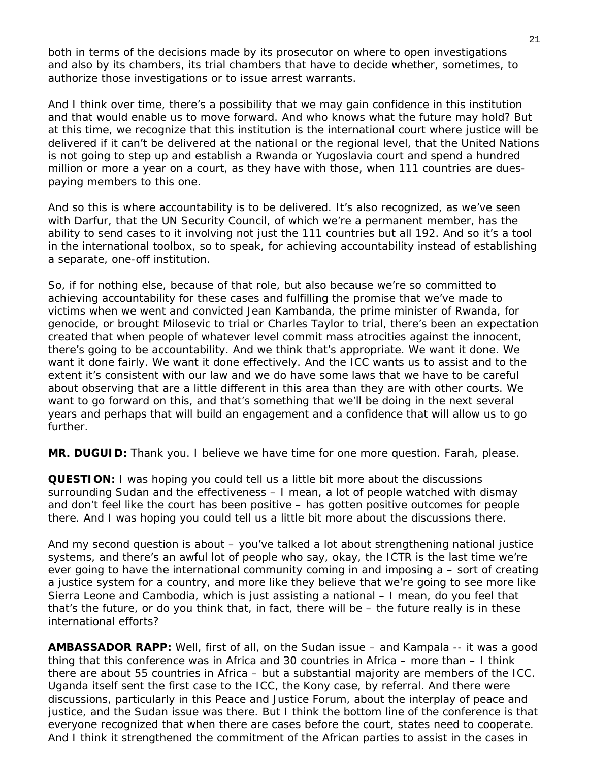both in terms of the decisions made by its prosecutor on where to open investigations and also by its chambers, its trial chambers that have to decide whether, sometimes, to authorize those investigations or to issue arrest warrants.

And I think over time, there's a possibility that we may gain confidence in this institution and that would enable us to move forward. And who knows what the future may hold? But at this time, we recognize that this institution is the international court where justice will be delivered if it can't be delivered at the national or the regional level, that the United Nations is not going to step up and establish a Rwanda or Yugoslavia court and spend a hundred million or more a year on a court, as they have with those, when 111 countries are dues-paying members to this one.

And so this is where accountability is to be delivered. It's also recognized, as we've seen with Darfur, that the UN Security Council, of which we're a permanent member, has the ability to send cases to it involving not just the 111 countries but all 192. And so it's a tool in the international toolbox, so to speak, for achieving accountability instead of establishing a separate, one-off institution.

So, if for nothing else, because of that role, but also because we're so committed to achieving accountability for these cases and fulfilling the promise that we've made to victims when we went and convicted Jean Kambanda, the prime minister of Rwanda, for genocide, or brought Milosevic to trial or Charles Taylor to trial, there's been an expectation created that when people of whatever level commit mass atrocities against the innocent, there's going to be accountability. And we think that's appropriate. We want it done. We want it done fairly. We want it done effectively. And the ICC wants us to assist and to the extent it's consistent with our law and we do have some laws that we have to be careful about observing that are a little different in this area than they are with other courts. We want to go forward on this, and that's something that we'll be doing in the next several years and perhaps that will build an engagement and a confidence that will allow us to go further.

**MR. DUGUID:** Thank you. I believe we have time for one more question. Farah, please.

**QUESTION:** I was hoping you could tell us a little bit more about the discussions surrounding Sudan and the effectiveness – I mean, a lot of people watched with dismay and don't feel like the court has been positive – has gotten positive outcomes for people there. And I was hoping you could tell us a little bit more about the discussions there.

And my second question is about – you've talked a lot about strengthening national justice systems, and there's an awful lot of people who say, okay, the ICTR is the last time we're ever going to have the international community coming in and imposing a – sort of creating a justice system for a country, and more like they believe that we're going to see more like Sierra Leone and Cambodia, which is just assisting a national – I mean, do you feel that that's the future, or do you think that, in fact, there will be – the future really is in these international efforts?

**AMBASSADOR RAPP:** Well, first of all, on the Sudan issue – and Kampala -- it was a good thing that this conference was in Africa and 30 countries in Africa – more than – I think there are about 55 countries in Africa – but a substantial majority are members of the ICC. Uganda itself sent the first case to the ICC, the Kony case, by referral. And there were discussions, particularly in this Peace and Justice Forum, about the interplay of peace and justice, and the Sudan issue was there. But I think the bottom line of the conference is that everyone recognized that when there are cases before the court, states need to cooperate. And I think it strengthened the commitment of the African parties to assist in the cases in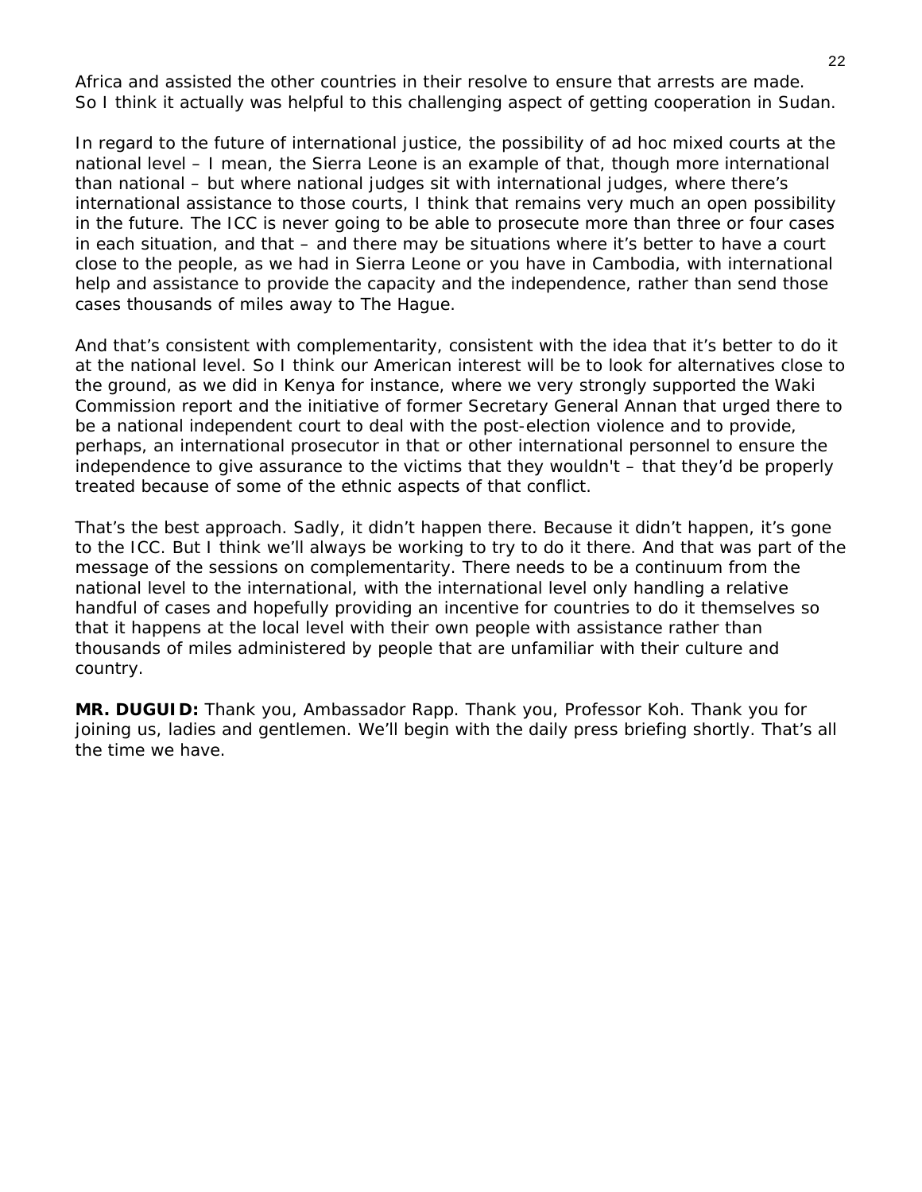Africa and assisted the other countries in their resolve to ensure that arrests are made. So I think it actually was helpful to this challenging aspect of getting cooperation in Sudan.

In regard to the future of international justice, the possibility of ad hoc mixed courts at the national level – I mean, the Sierra Leone is an example of that, though more international than national – but where national judges sit with international judges, where there's international assistance to those courts, I think that remains very much an open possibility in the future. The ICC is never going to be able to prosecute more than three or four cases in each situation, and that – and there may be situations where it's better to have a court close to the people, as we had in Sierra Leone or you have in Cambodia, with international help and assistance to provide the capacity and the independence, rather than send those cases thousands of miles away to The Hague.

And that's consistent with complementarity, consistent with the idea that it's better to do it at the national level. So I think our American interest will be to look for alternatives close to the ground, as we did in Kenya for instance, where we very strongly supported the Waki Commission report and the initiative of former Secretary General Annan that urged there to be a national independent court to deal with the post-election violence and to provide, perhaps, an international prosecutor in that or other international personnel to ensure the independence to give assurance to the victims that they wouldn't – that they'd be properly treated because of some of the ethnic aspects of that conflict.

That's the best approach. Sadly, it didn't happen there. Because it didn't happen, it's gone to the ICC. But I think we'll always be working to try to do it there. And that was part of the message of the sessions on complementarity. There needs to be a continuum from the national level to the international, with the international level only handling a relative handful of cases and hopefully providing an incentive for countries to do it themselves so that it happens at the local level with their own people with assistance rather than thousands of miles administered by people that are unfamiliar with their culture and country.

**MR. DUGUID:** Thank you, Ambassador Rapp. Thank you, Professor Koh. Thank you for joining us, ladies and gentlemen. We'll begin with the daily press briefing shortly. That's all the time we have.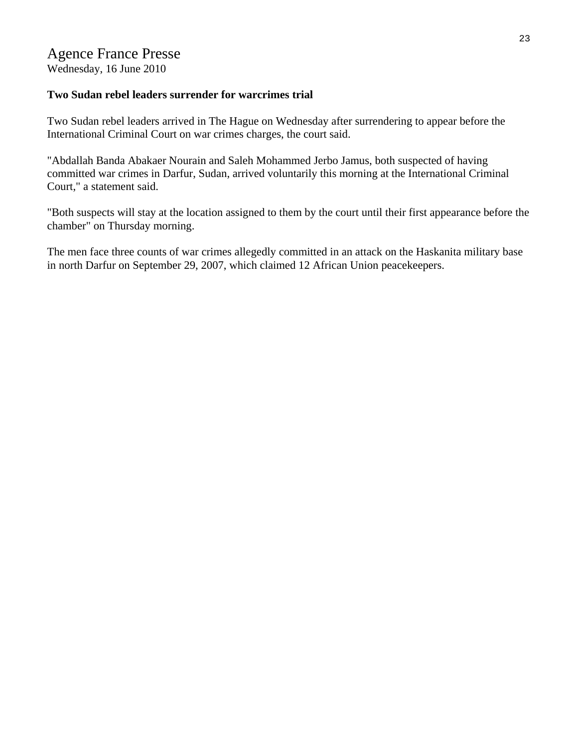# Agence France Presse

Wednesday, 16 June 2010

**Two Sudan rebel leaders surrender for warcrimes trial**

Two Sudan rebel leaders arrived in The Hague on Wednesday after surrendering to appear before the International Criminal Court on war crimes charges, the court said.

"Abdallah Banda Abakaer Nourain and Saleh Mohammed Jerbo Jamus, both suspected of having committed war crimes in Darfur, Sudan, arrived voluntarily this morning at the International Criminal Court," a statement said.

"Both suspects will stay at the location assigned to them by the court until their first appearance before the chamber" on Thursday morning.

The men face three counts of war crimes allegedly committed in an attack on the Haskanita military base in north Darfur on September 29, 2007, which claimed 12 African Union peacekeepers.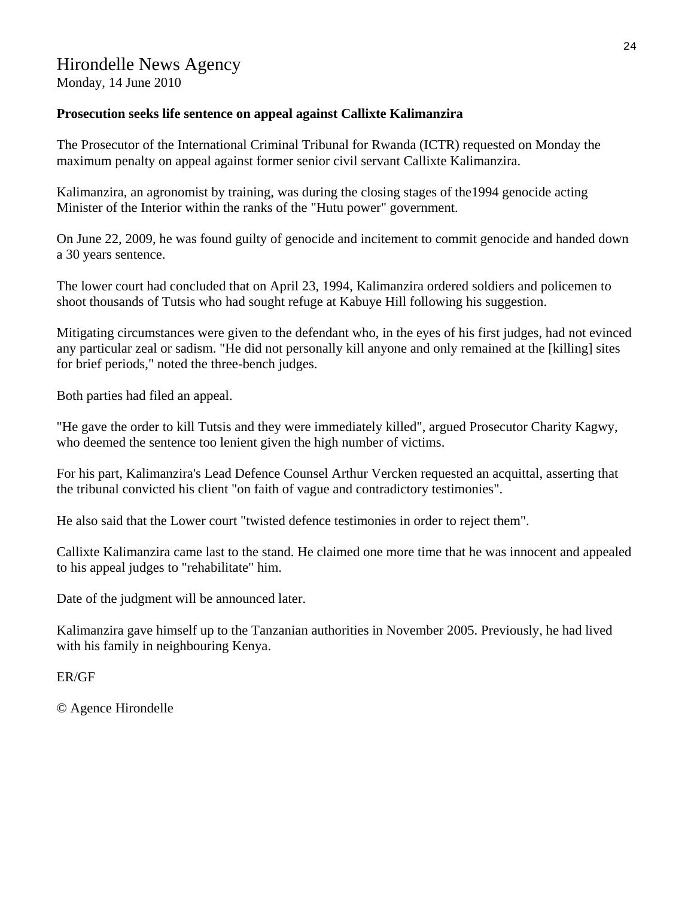Hirondelle News Agency
Monday, 14 June 2010

**Prosecution seeks life sentence on appeal against Callixte Kalimanzira**

The Prosecutor of the International Criminal Tribunal for Rwanda (ICTR) requested on Monday the maximum penalty on appeal against former senior civil servant Callixte Kalimanzira.

Kalimanzira, an agronomist by training, was during the closing stages of the1994 genocide acting Minister of the Interior within the ranks of the "Hutu power" government.

On June 22, 2009, he was found guilty of genocide and incitement to commit genocide and handed down a 30 years sentence.

The lower court had concluded that on April 23, 1994, Kalimanzira ordered soldiers and policemen to shoot thousands of Tutsis who had sought refuge at Kabuye Hill following his suggestion.

Mitigating circumstances were given to the defendant who, in the eyes of his first judges, had not evinced any particular zeal or sadism. "He did not personally kill anyone and only remained at the [killing] sites for brief periods," noted the three-bench judges.

Both parties had filed an appeal.

"He gave the order to kill Tutsis and they were immediately killed", argued Prosecutor Charity Kagwy, who deemed the sentence too lenient given the high number of victims.

For his part, Kalimanzira's Lead Defence Counsel Arthur Vercken requested an acquittal, asserting that the tribunal convicted his client "on faith of vague and contradictory testimonies".

He also said that the Lower court "twisted defence testimonies in order to reject them".

Callixte Kalimanzira came last to the stand. He claimed one more time that he was innocent and appealed to his appeal judges to "rehabilitate" him.

Date of the judgment will be announced later.

Kalimanzira gave himself up to the Tanzanian authorities in November 2005. Previously, he had lived with his family in neighbouring Kenya.

ER/GF

© Agence Hirondelle